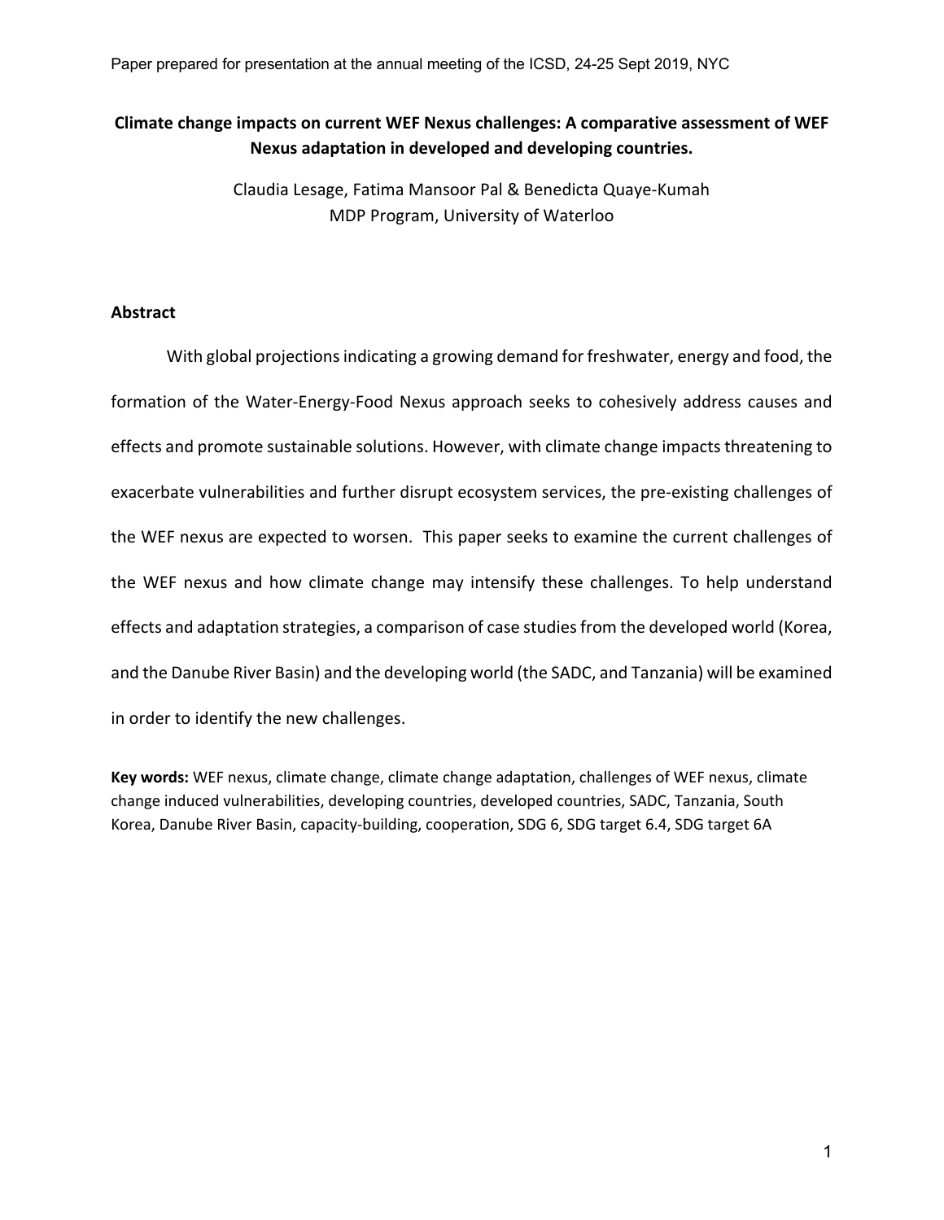Paper prepared for presentation at the annual meeting of the ICSD, 24-25 Sept 2019, NYC

# Climate change impacts on current WEF Nexus challenges: A comparative assessment of WEF Nexus adaptation in developed and developing countries.

Claudia Lesage, Fatima Mansoor Pal & Benedicta Quaye-Kumah
MDP Program, University of Waterloo

## Abstract

With global projections indicating a growing demand for freshwater, energy and food, the formation of the Water-Energy-Food Nexus approach seeks to cohesively address causes and effects and promote sustainable solutions. However, with climate change impacts threatening to exacerbate vulnerabilities and further disrupt ecosystem services, the pre-existing challenges of the WEF nexus are expected to worsen. This paper seeks to examine the current challenges of the WEF nexus and how climate change may intensify these challenges. To help understand effects and adaptation strategies, a comparison of case studies from the developed world (Korea, and the Danube River Basin) and the developing world (the SADC, and Tanzania) will be examined in order to identify the new challenges.

**Key words:** WEF nexus, climate change, climate change adaptation, challenges of WEF nexus, climate change induced vulnerabilities, developing countries, developed countries, SADC, Tanzania, South Korea, Danube River Basin, capacity-building, cooperation, SDG 6, SDG target 6.4, SDG target 6A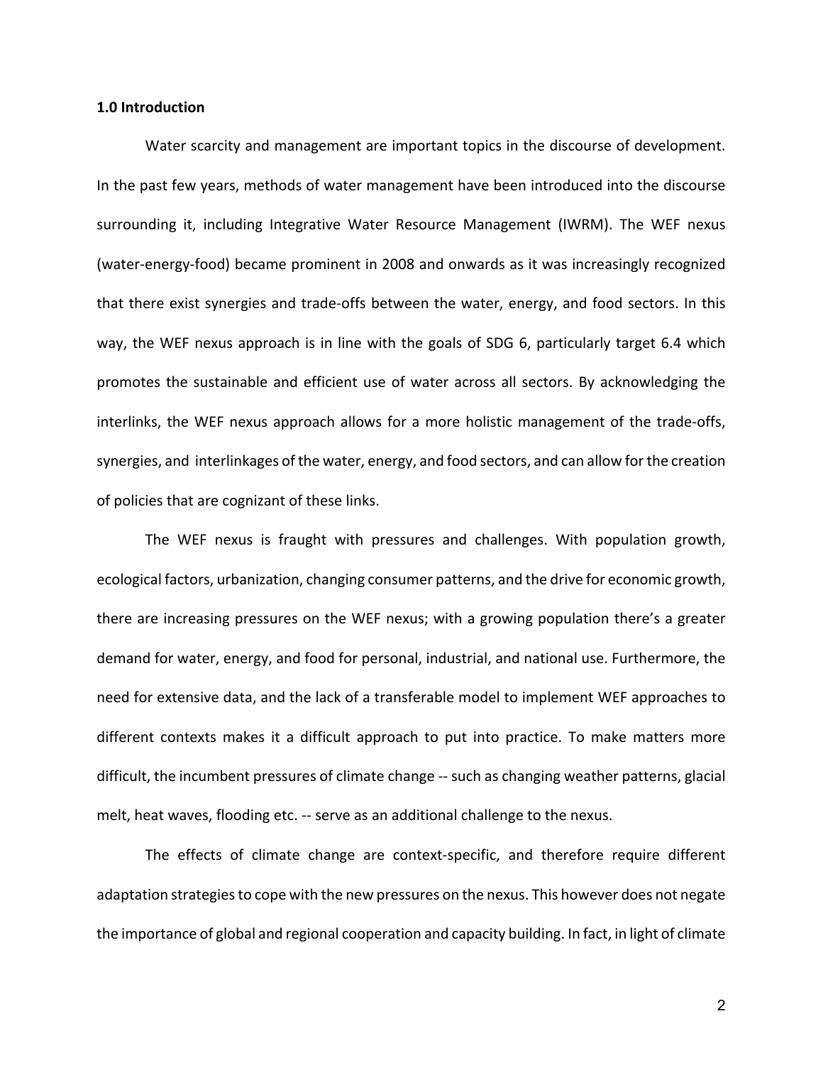**1.0 Introduction**

Water scarcity and management are important topics in the discourse of development. In the past few years, methods of water management have been introduced into the discourse surrounding it, including Integrative Water Resource Management (IWRM). The WEF nexus (water-energy-food) became prominent in 2008 and onwards as it was increasingly recognized that there exist synergies and trade-offs between the water, energy, and food sectors. In this way, the WEF nexus approach is in line with the goals of SDG 6, particularly target 6.4 which promotes the sustainable and efficient use of water across all sectors. By acknowledging the interlinks, the WEF nexus approach allows for a more holistic management of the trade-offs, synergies, and interlinkages of the water, energy, and food sectors, and can allow for the creation of policies that are cognizant of these links.

The WEF nexus is fraught with pressures and challenges. With population growth, ecological factors, urbanization, changing consumer patterns, and the drive for economic growth, there are increasing pressures on the WEF nexus; with a growing population there's a greater demand for water, energy, and food for personal, industrial, and national use. Furthermore, the need for extensive data, and the lack of a transferable model to implement WEF approaches to different contexts makes it a difficult approach to put into practice. To make matters more difficult, the incumbent pressures of climate change -- such as changing weather patterns, glacial melt, heat waves, flooding etc. -- serve as an additional challenge to the nexus.

The effects of climate change are context-specific, and therefore require different adaptation strategies to cope with the new pressures on the nexus. This however does not negate the importance of global and regional cooperation and capacity building. In fact, in light of climate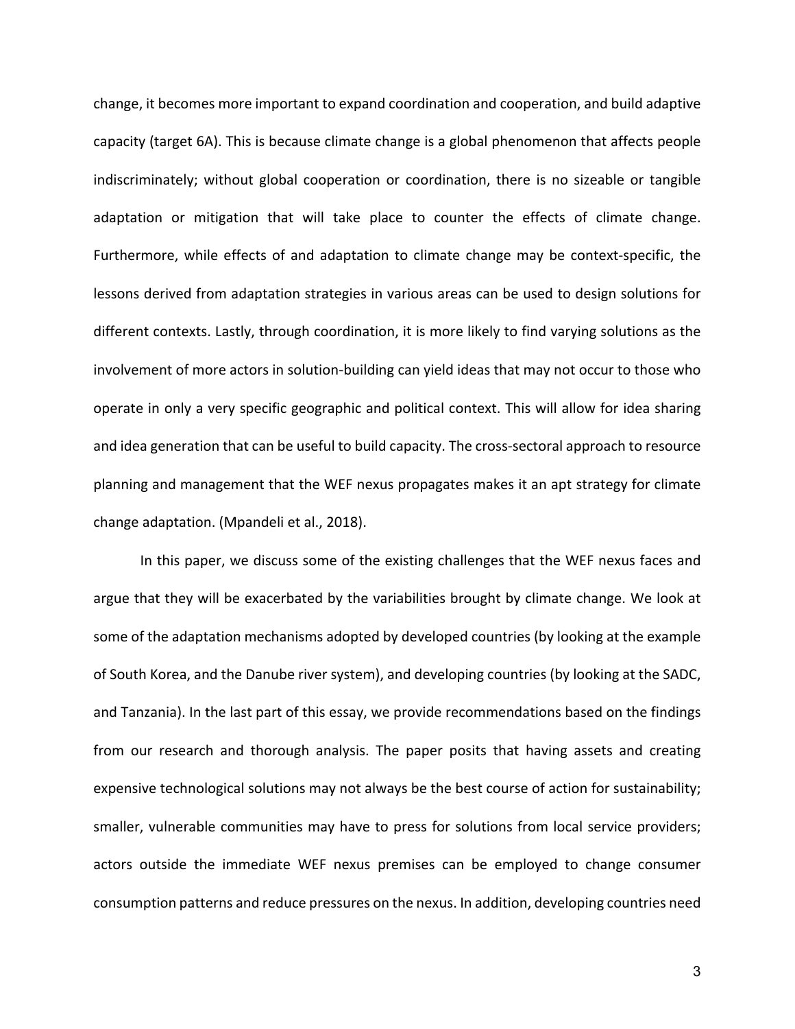change, it becomes more important to expand coordination and cooperation, and build adaptive capacity (target 6A). This is because climate change is a global phenomenon that affects people indiscriminately; without global cooperation or coordination, there is no sizeable or tangible adaptation or mitigation that will take place to counter the effects of climate change. Furthermore, while effects of and adaptation to climate change may be context-specific, the lessons derived from adaptation strategies in various areas can be used to design solutions for different contexts. Lastly, through coordination, it is more likely to find varying solutions as the involvement of more actors in solution-building can yield ideas that may not occur to those who operate in only a very specific geographic and political context. This will allow for idea sharing and idea generation that can be useful to build capacity. The cross-sectoral approach to resource planning and management that the WEF nexus propagates makes it an apt strategy for climate change adaptation. (Mpandeli et al., 2018).

In this paper, we discuss some of the existing challenges that the WEF nexus faces and argue that they will be exacerbated by the variabilities brought by climate change. We look at some of the adaptation mechanisms adopted by developed countries (by looking at the example of South Korea, and the Danube river system), and developing countries (by looking at the SADC, and Tanzania). In the last part of this essay, we provide recommendations based on the findings from our research and thorough analysis. The paper posits that having assets and creating expensive technological solutions may not always be the best course of action for sustainability; smaller, vulnerable communities may have to press for solutions from local service providers; actors outside the immediate WEF nexus premises can be employed to change consumer consumption patterns and reduce pressures on the nexus. In addition, developing countries need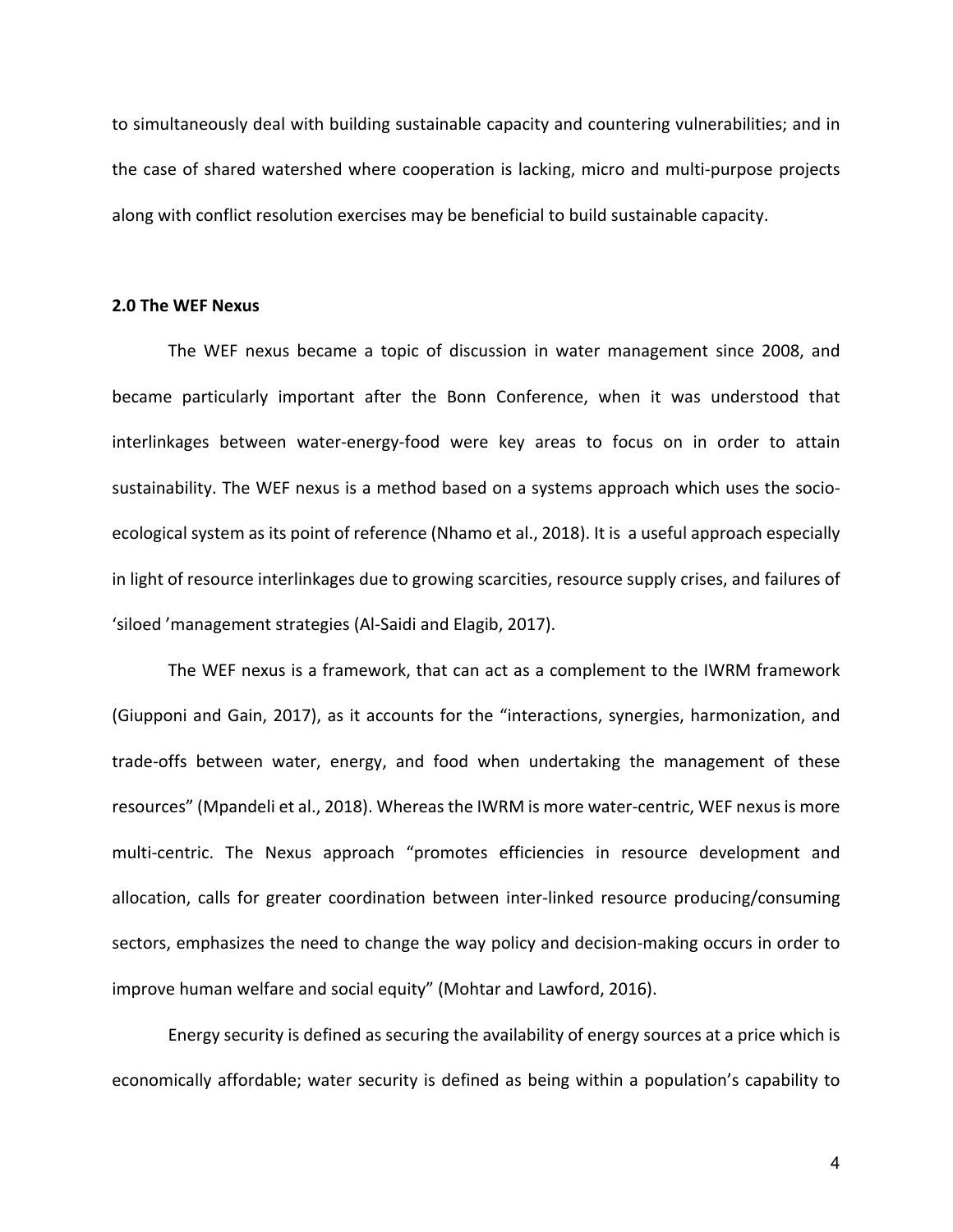to simultaneously deal with building sustainable capacity and countering vulnerabilities; and in the case of shared watershed where cooperation is lacking, micro and multi-purpose projects along with conflict resolution exercises may be beneficial to build sustainable capacity.

## 2.0 The WEF Nexus

The WEF nexus became a topic of discussion in water management since 2008, and became particularly important after the Bonn Conference, when it was understood that interlinkages between water-energy-food were key areas to focus on in order to attain sustainability. The WEF nexus is a method based on a systems approach which uses the socio-ecological system as its point of reference (Nhamo et al., 2018). It is a useful approach especially in light of resource interlinkages due to growing scarcities, resource supply crises, and failures of 'siloed 'management strategies (Al-Saidi and Elagib, 2017).

The WEF nexus is a framework, that can act as a complement to the IWRM framework (Giupponi and Gain, 2017), as it accounts for the "interactions, synergies, harmonization, and trade-offs between water, energy, and food when undertaking the management of these resources" (Mpandeli et al., 2018). Whereas the IWRM is more water-centric, WEF nexus is more multi-centric. The Nexus approach "promotes efficiencies in resource development and allocation, calls for greater coordination between inter-linked resource producing/consuming sectors, emphasizes the need to change the way policy and decision-making occurs in order to improve human welfare and social equity" (Mohtar and Lawford, 2016).

Energy security is defined as securing the availability of energy sources at a price which is economically affordable; water security is defined as being within a population's capability to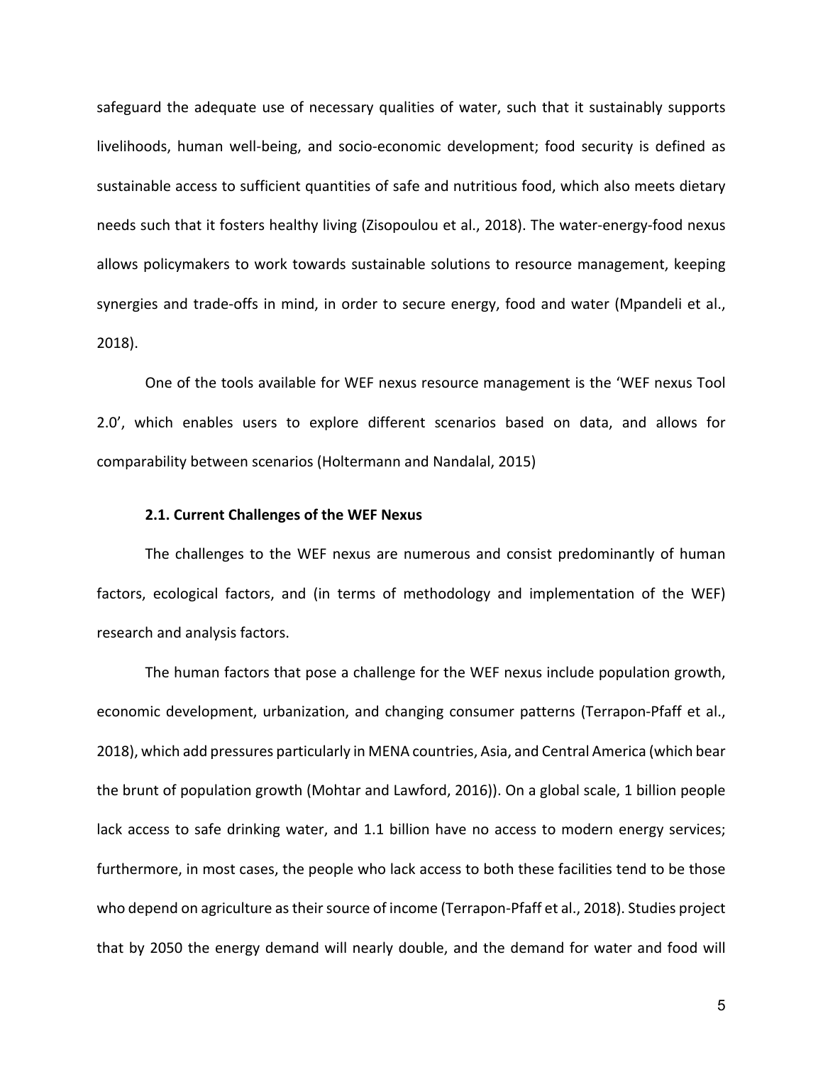safeguard the adequate use of necessary qualities of water, such that it sustainably supports livelihoods, human well-being, and socio-economic development; food security is defined as sustainable access to sufficient quantities of safe and nutritious food, which also meets dietary needs such that it fosters healthy living (Zisopoulou et al., 2018). The water-energy-food nexus allows policymakers to work towards sustainable solutions to resource management, keeping synergies and trade-offs in mind, in order to secure energy, food and water (Mpandeli et al., 2018).

One of the tools available for WEF nexus resource management is the 'WEF nexus Tool 2.0', which enables users to explore different scenarios based on data, and allows for comparability between scenarios (Holtermann and Nandalal, 2015)

### 2.1. Current Challenges of the WEF Nexus

The challenges to the WEF nexus are numerous and consist predominantly of human factors, ecological factors, and (in terms of methodology and implementation of the WEF) research and analysis factors.

The human factors that pose a challenge for the WEF nexus include population growth, economic development, urbanization, and changing consumer patterns (Terrapon-Pfaff et al., 2018), which add pressures particularly in MENA countries, Asia, and Central America (which bear the brunt of population growth (Mohtar and Lawford, 2016)). On a global scale, 1 billion people lack access to safe drinking water, and 1.1 billion have no access to modern energy services; furthermore, in most cases, the people who lack access to both these facilities tend to be those who depend on agriculture as their source of income (Terrapon-Pfaff et al., 2018). Studies project that by 2050 the energy demand will nearly double, and the demand for water and food will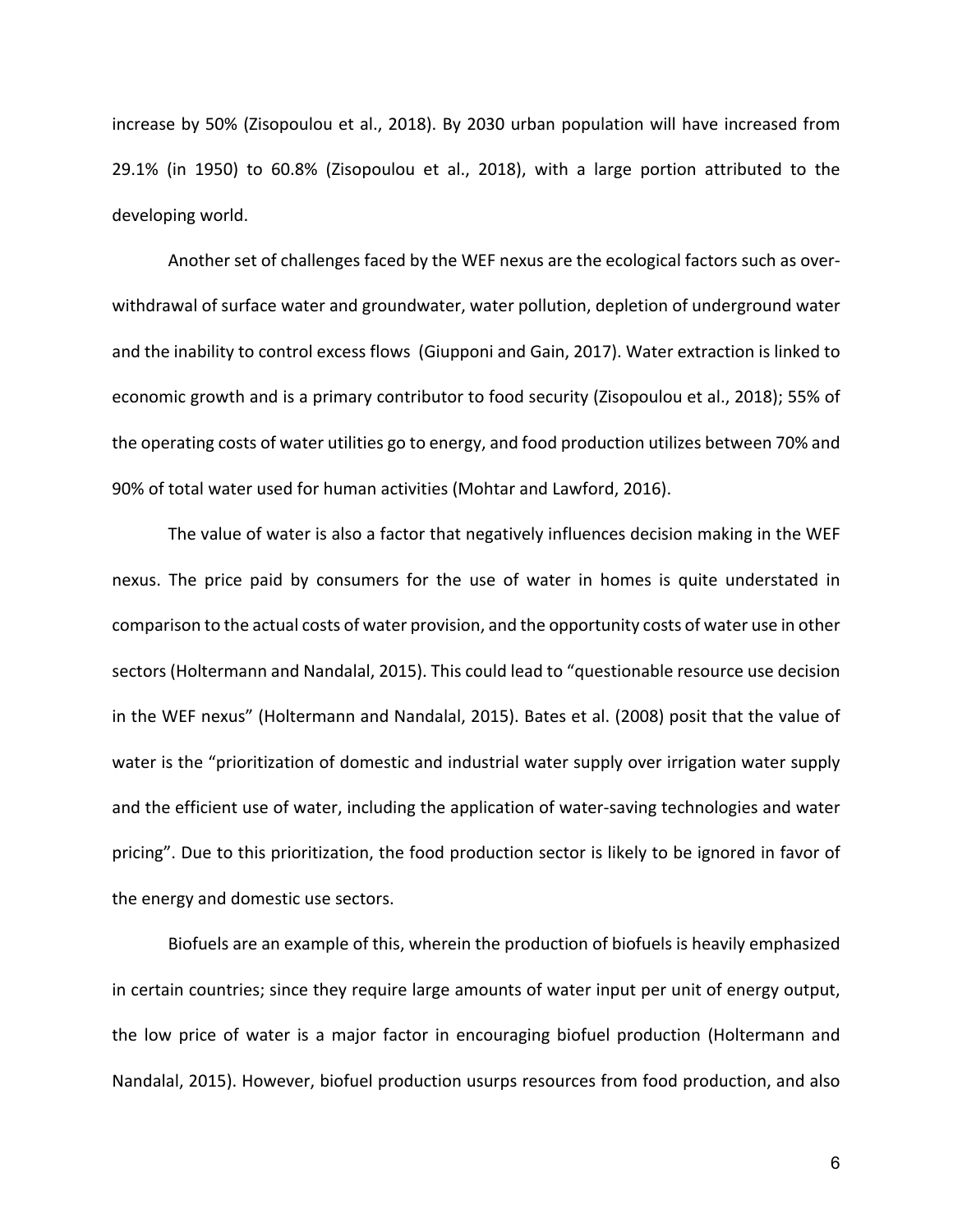increase by 50% (Zisopoulou et al., 2018). By 2030 urban population will have increased from 29.1% (in 1950) to 60.8% (Zisopoulou et al., 2018), with a large portion attributed to the developing world.

Another set of challenges faced by the WEF nexus are the ecological factors such as over-withdrawal of surface water and groundwater, water pollution, depletion of underground water and the inability to control excess flows (Giupponi and Gain, 2017). Water extraction is linked to economic growth and is a primary contributor to food security (Zisopoulou et al., 2018); 55% of the operating costs of water utilities go to energy, and food production utilizes between 70% and 90% of total water used for human activities (Mohtar and Lawford, 2016).

The value of water is also a factor that negatively influences decision making in the WEF nexus. The price paid by consumers for the use of water in homes is quite understated in comparison to the actual costs of water provision, and the opportunity costs of water use in other sectors (Holtermann and Nandalal, 2015). This could lead to "questionable resource use decision in the WEF nexus" (Holtermann and Nandalal, 2015). Bates et al. (2008) posit that the value of water is the "prioritization of domestic and industrial water supply over irrigation water supply and the efficient use of water, including the application of water-saving technologies and water pricing". Due to this prioritization, the food production sector is likely to be ignored in favor of the energy and domestic use sectors.

Biofuels are an example of this, wherein the production of biofuels is heavily emphasized in certain countries; since they require large amounts of water input per unit of energy output, the low price of water is a major factor in encouraging biofuel production (Holtermann and Nandalal, 2015). However, biofuel production usurps resources from food production, and also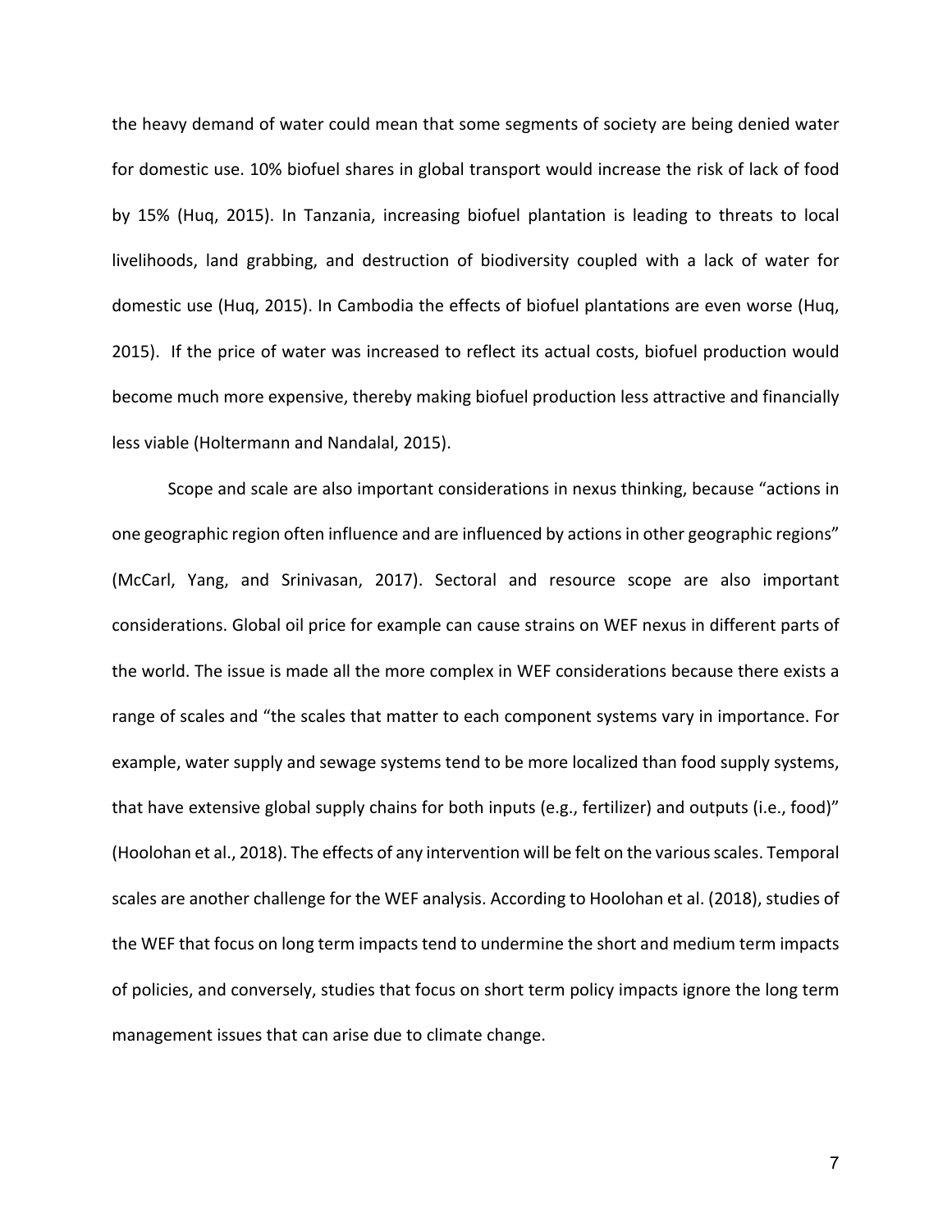the heavy demand of water could mean that some segments of society are being denied water for domestic use. 10% biofuel shares in global transport would increase the risk of lack of food by 15% (Huq, 2015). In Tanzania, increasing biofuel plantation is leading to threats to local livelihoods, land grabbing, and destruction of biodiversity coupled with a lack of water for domestic use (Huq, 2015). In Cambodia the effects of biofuel plantations are even worse (Huq, 2015). If the price of water was increased to reflect its actual costs, biofuel production would become much more expensive, thereby making biofuel production less attractive and financially less viable (Holtermann and Nandalal, 2015).

Scope and scale are also important considerations in nexus thinking, because "actions in one geographic region often influence and are influenced by actions in other geographic regions" (McCarl, Yang, and Srinivasan, 2017). Sectoral and resource scope are also important considerations. Global oil price for example can cause strains on WEF nexus in different parts of the world. The issue is made all the more complex in WEF considerations because there exists a range of scales and "the scales that matter to each component systems vary in importance. For example, water supply and sewage systems tend to be more localized than food supply systems, that have extensive global supply chains for both inputs (e.g., fertilizer) and outputs (i.e., food)" (Hoolohan et al., 2018). The effects of any intervention will be felt on the various scales. Temporal scales are another challenge for the WEF analysis. According to Hoolohan et al. (2018), studies of the WEF that focus on long term impacts tend to undermine the short and medium term impacts of policies, and conversely, studies that focus on short term policy impacts ignore the long term management issues that can arise due to climate change.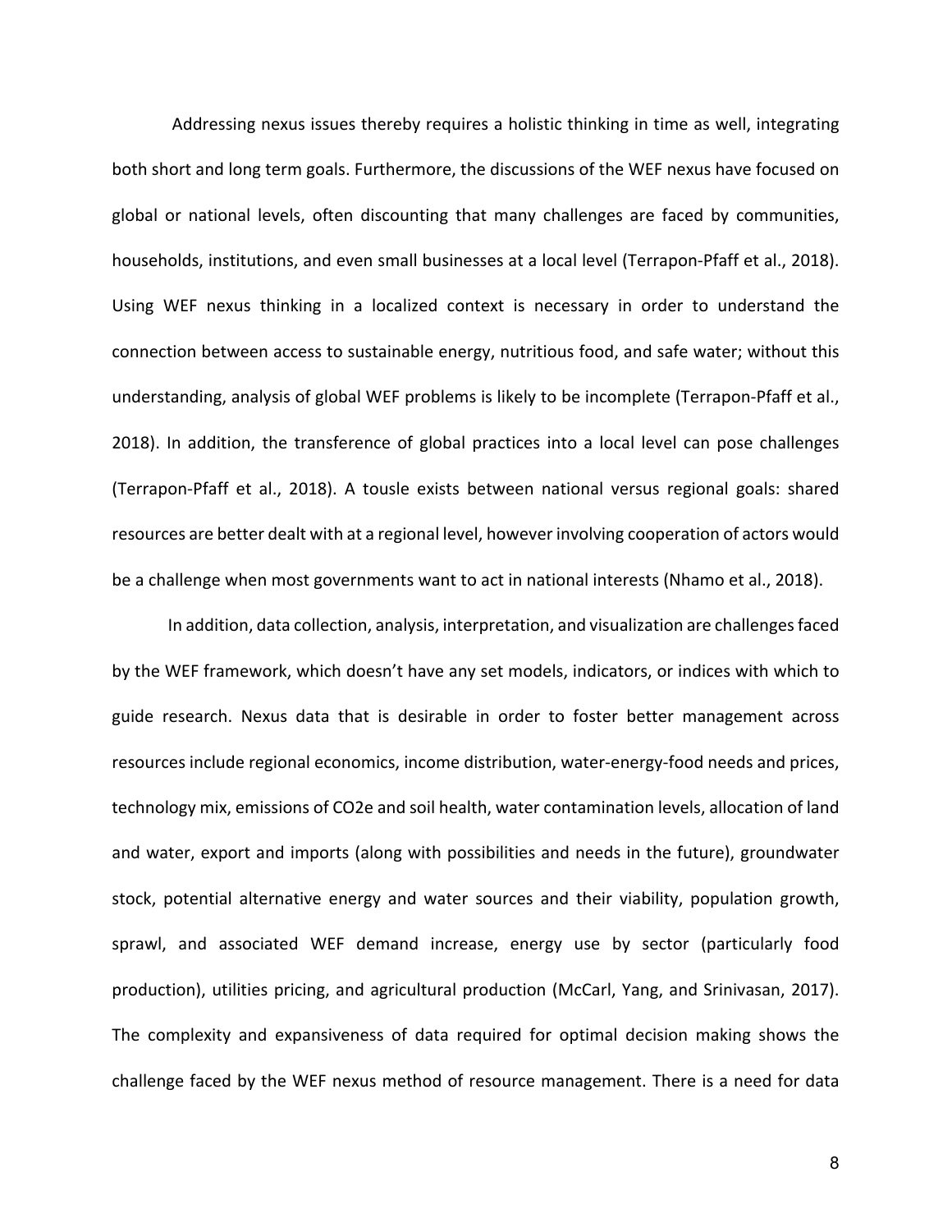Addressing nexus issues thereby requires a holistic thinking in time as well, integrating both short and long term goals. Furthermore, the discussions of the WEF nexus have focused on global or national levels, often discounting that many challenges are faced by communities, households, institutions, and even small businesses at a local level (Terrapon-Pfaff et al., 2018). Using WEF nexus thinking in a localized context is necessary in order to understand the connection between access to sustainable energy, nutritious food, and safe water; without this understanding, analysis of global WEF problems is likely to be incomplete (Terrapon-Pfaff et al., 2018). In addition, the transference of global practices into a local level can pose challenges (Terrapon-Pfaff et al., 2018). A tousle exists between national versus regional goals: shared resources are better dealt with at a regional level, however involving cooperation of actors would be a challenge when most governments want to act in national interests (Nhamo et al., 2018).

In addition, data collection, analysis, interpretation, and visualization are challenges faced by the WEF framework, which doesn't have any set models, indicators, or indices with which to guide research. Nexus data that is desirable in order to foster better management across resources include regional economics, income distribution, water-energy-food needs and prices, technology mix, emissions of CO2e and soil health, water contamination levels, allocation of land and water, export and imports (along with possibilities and needs in the future), groundwater stock, potential alternative energy and water sources and their viability, population growth, sprawl, and associated WEF demand increase, energy use by sector (particularly food production), utilities pricing, and agricultural production (McCarl, Yang, and Srinivasan, 2017). The complexity and expansiveness of data required for optimal decision making shows the challenge faced by the WEF nexus method of resource management. There is a need for data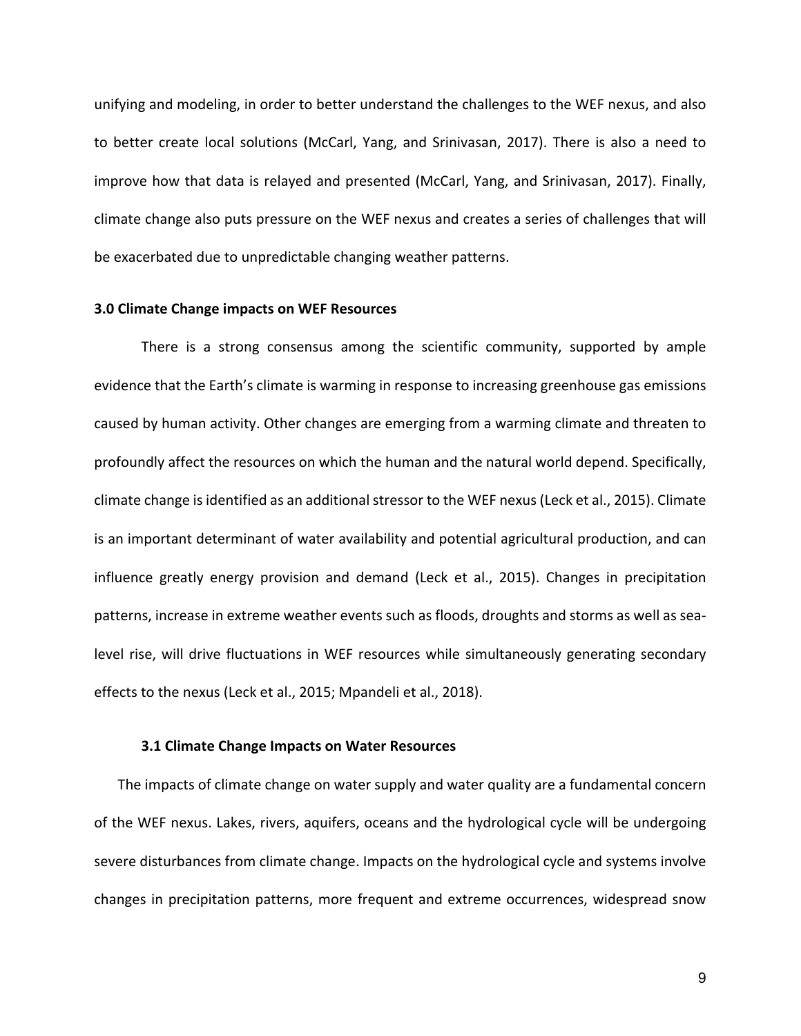unifying and modeling, in order to better understand the challenges to the WEF nexus, and also to better create local solutions (McCarl, Yang, and Srinivasan, 2017). There is also a need to improve how that data is relayed and presented (McCarl, Yang, and Srinivasan, 2017). Finally, climate change also puts pressure on the WEF nexus and creates a series of challenges that will be exacerbated due to unpredictable changing weather patterns.

## 3.0 Climate Change impacts on WEF Resources

There is a strong consensus among the scientific community, supported by ample evidence that the Earth's climate is warming in response to increasing greenhouse gas emissions caused by human activity. Other changes are emerging from a warming climate and threaten to profoundly affect the resources on which the human and the natural world depend. Specifically, climate change is identified as an additional stressor to the WEF nexus (Leck et al., 2015). Climate is an important determinant of water availability and potential agricultural production, and can influence greatly energy provision and demand (Leck et al., 2015). Changes in precipitation patterns, increase in extreme weather events such as floods, droughts and storms as well as sea-level rise, will drive fluctuations in WEF resources while simultaneously generating secondary effects to the nexus (Leck et al., 2015; Mpandeli et al., 2018).

### 3.1 Climate Change Impacts on Water Resources

The impacts of climate change on water supply and water quality are a fundamental concern of the WEF nexus. Lakes, rivers, aquifers, oceans and the hydrological cycle will be undergoing severe disturbances from climate change. Impacts on the hydrological cycle and systems involve changes in precipitation patterns, more frequent and extreme occurrences, widespread snow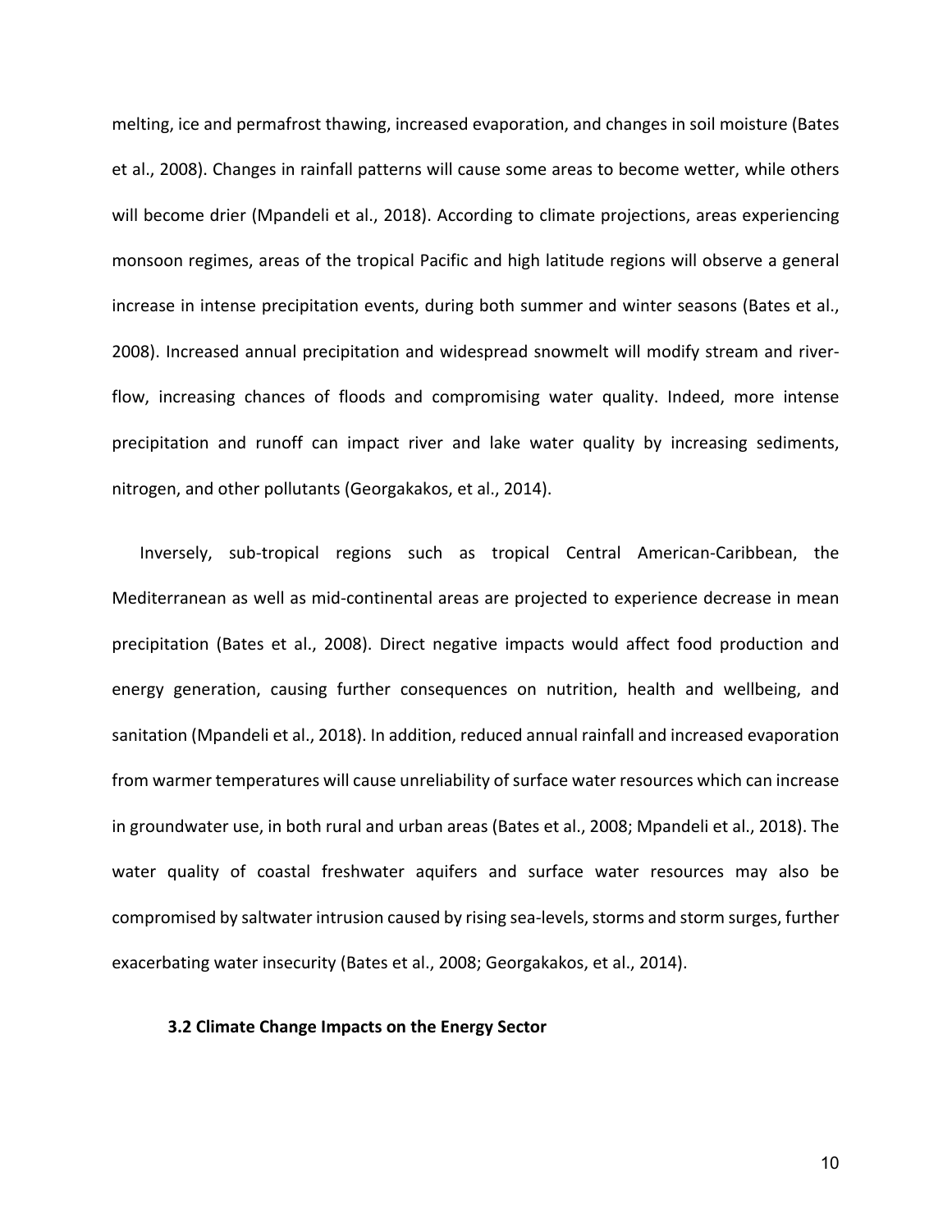melting, ice and permafrost thawing, increased evaporation, and changes in soil moisture (Bates et al., 2008). Changes in rainfall patterns will cause some areas to become wetter, while others will become drier (Mpandeli et al., 2018). According to climate projections, areas experiencing monsoon regimes, areas of the tropical Pacific and high latitude regions will observe a general increase in intense precipitation events, during both summer and winter seasons (Bates et al., 2008). Increased annual precipitation and widespread snowmelt will modify stream and river-flow, increasing chances of floods and compromising water quality. Indeed, more intense precipitation and runoff can impact river and lake water quality by increasing sediments, nitrogen, and other pollutants (Georgakakos, et al., 2014).

Inversely, sub-tropical regions such as tropical Central American-Caribbean, the Mediterranean as well as mid-continental areas are projected to experience decrease in mean precipitation (Bates et al., 2008). Direct negative impacts would affect food production and energy generation, causing further consequences on nutrition, health and wellbeing, and sanitation (Mpandeli et al., 2018). In addition, reduced annual rainfall and increased evaporation from warmer temperatures will cause unreliability of surface water resources which can increase in groundwater use, in both rural and urban areas (Bates et al., 2008; Mpandeli et al., 2018). The water quality of coastal freshwater aquifers and surface water resources may also be compromised by saltwater intrusion caused by rising sea-levels, storms and storm surges, further exacerbating water insecurity (Bates et al., 2008; Georgakakos, et al., 2014).

### 3.2 Climate Change Impacts on the Energy Sector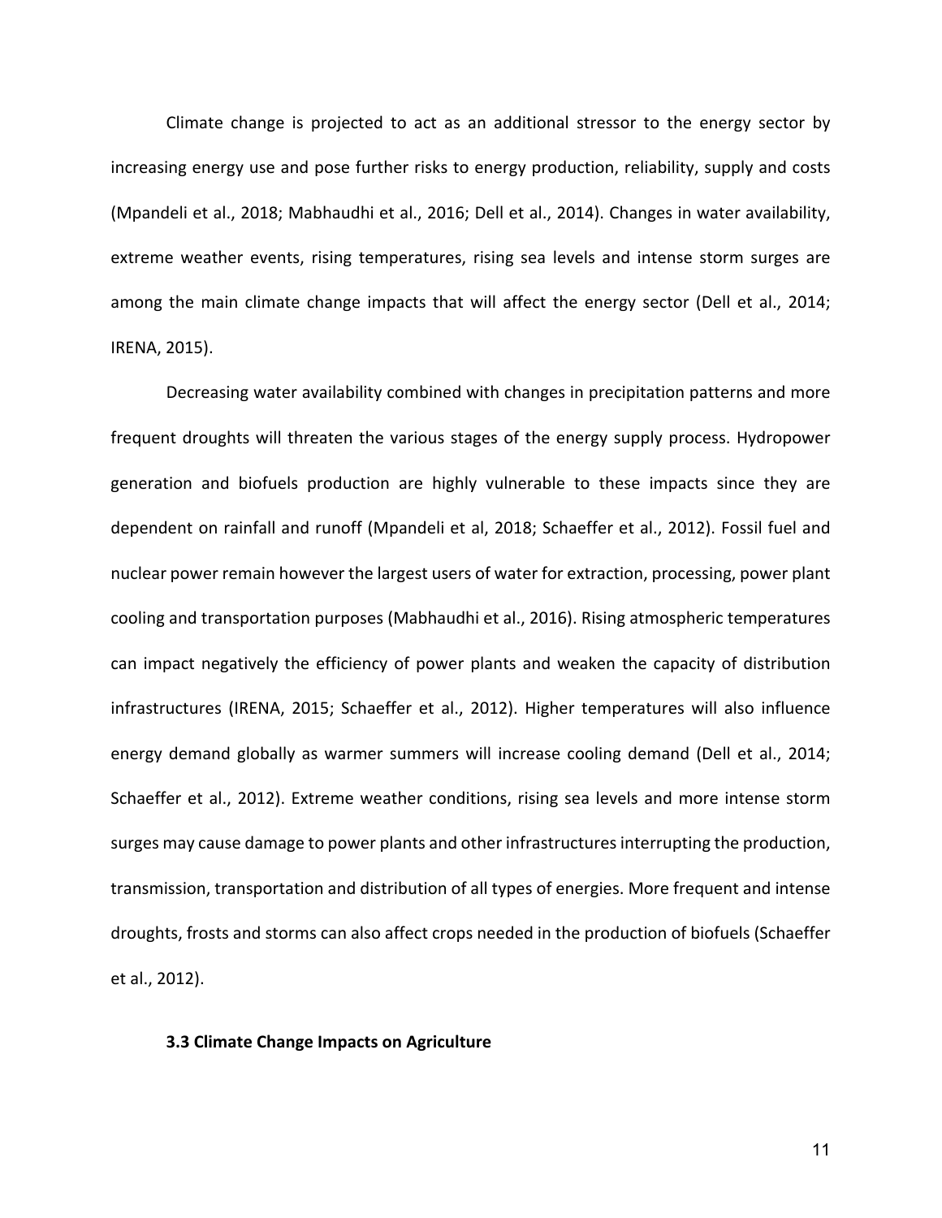Climate change is projected to act as an additional stressor to the energy sector by increasing energy use and pose further risks to energy production, reliability, supply and costs (Mpandeli et al., 2018; Mabhaudhi et al., 2016; Dell et al., 2014). Changes in water availability, extreme weather events, rising temperatures, rising sea levels and intense storm surges are among the main climate change impacts that will affect the energy sector (Dell et al., 2014; IRENA, 2015).

Decreasing water availability combined with changes in precipitation patterns and more frequent droughts will threaten the various stages of the energy supply process. Hydropower generation and biofuels production are highly vulnerable to these impacts since they are dependent on rainfall and runoff (Mpandeli et al, 2018; Schaeffer et al., 2012). Fossil fuel and nuclear power remain however the largest users of water for extraction, processing, power plant cooling and transportation purposes (Mabhaudhi et al., 2016). Rising atmospheric temperatures can impact negatively the efficiency of power plants and weaken the capacity of distribution infrastructures (IRENA, 2015; Schaeffer et al., 2012). Higher temperatures will also influence energy demand globally as warmer summers will increase cooling demand (Dell et al., 2014; Schaeffer et al., 2012). Extreme weather conditions, rising sea levels and more intense storm surges may cause damage to power plants and other infrastructures interrupting the production, transmission, transportation and distribution of all types of energies. More frequent and intense droughts, frosts and storms can also affect crops needed in the production of biofuels (Schaeffer et al., 2012).

### 3.3 Climate Change Impacts on Agriculture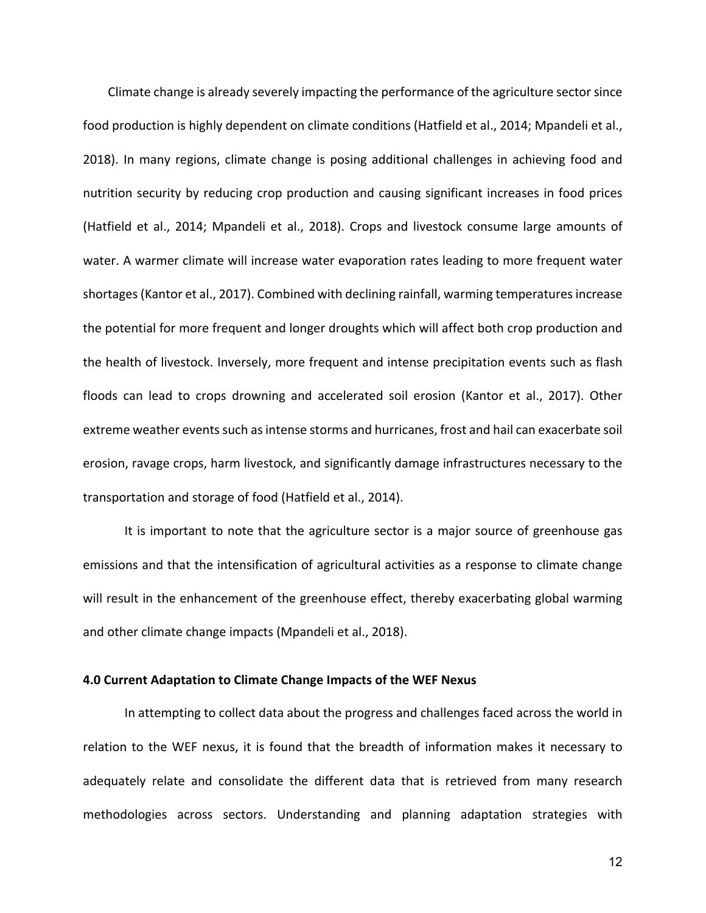Climate change is already severely impacting the performance of the agriculture sector since food production is highly dependent on climate conditions (Hatfield et al., 2014; Mpandeli et al., 2018). In many regions, climate change is posing additional challenges in achieving food and nutrition security by reducing crop production and causing significant increases in food prices (Hatfield et al., 2014; Mpandeli et al., 2018). Crops and livestock consume large amounts of water. A warmer climate will increase water evaporation rates leading to more frequent water shortages (Kantor et al., 2017). Combined with declining rainfall, warming temperatures increase the potential for more frequent and longer droughts which will affect both crop production and the health of livestock. Inversely, more frequent and intense precipitation events such as flash floods can lead to crops drowning and accelerated soil erosion (Kantor et al., 2017). Other extreme weather events such as intense storms and hurricanes, frost and hail can exacerbate soil erosion, ravage crops, harm livestock, and significantly damage infrastructures necessary to the transportation and storage of food (Hatfield et al., 2014).

It is important to note that the agriculture sector is a major source of greenhouse gas emissions and that the intensification of agricultural activities as a response to climate change will result in the enhancement of the greenhouse effect, thereby exacerbating global warming and other climate change impacts (Mpandeli et al., 2018).

**4.0 Current Adaptation to Climate Change Impacts of the WEF Nexus**

In attempting to collect data about the progress and challenges faced across the world in relation to the WEF nexus, it is found that the breadth of information makes it necessary to adequately relate and consolidate the different data that is retrieved from many research methodologies across sectors. Understanding and planning adaptation strategies with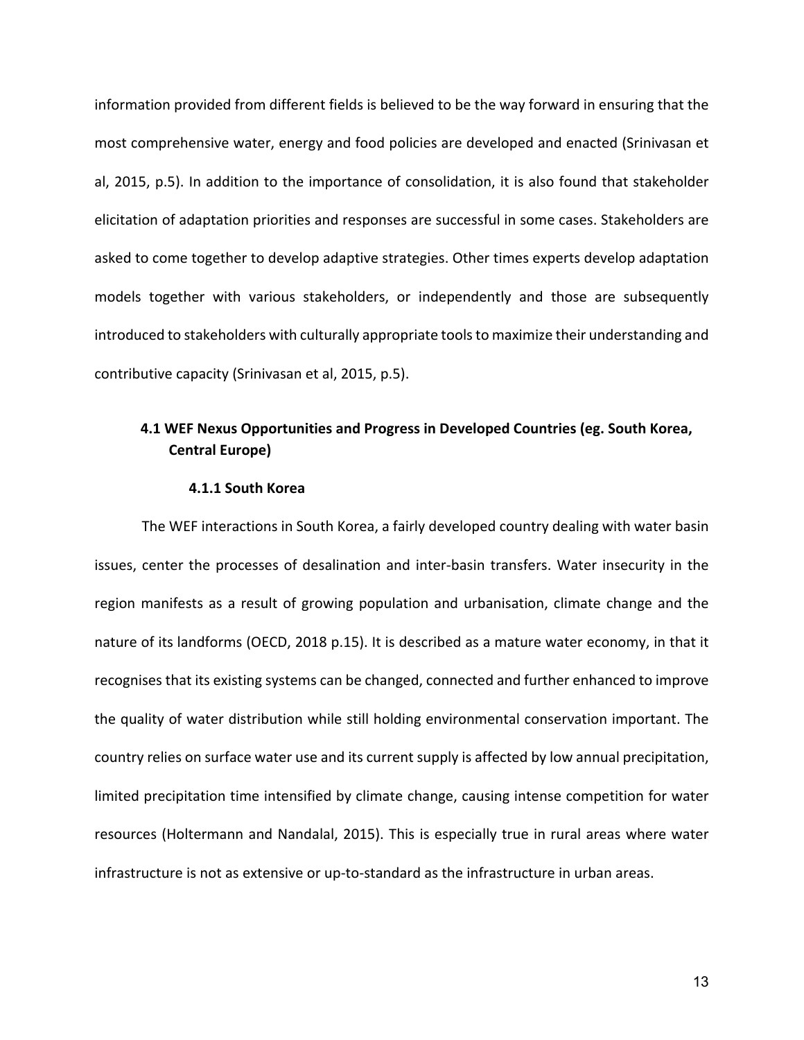information provided from different fields is believed to be the way forward in ensuring that the most comprehensive water, energy and food policies are developed and enacted (Srinivasan et al, 2015, p.5). In addition to the importance of consolidation, it is also found that stakeholder elicitation of adaptation priorities and responses are successful in some cases. Stakeholders are asked to come together to develop adaptive strategies. Other times experts develop adaptation models together with various stakeholders, or independently and those are subsequently introduced to stakeholders with culturally appropriate tools to maximize their understanding and contributive capacity (Srinivasan et al, 2015, p.5).

## 4.1 WEF Nexus Opportunities and Progress in Developed Countries (eg. South Korea, Central Europe)

### 4.1.1 South Korea

The WEF interactions in South Korea, a fairly developed country dealing with water basin issues, center the processes of desalination and inter-basin transfers. Water insecurity in the region manifests as a result of growing population and urbanisation, climate change and the nature of its landforms (OECD, 2018 p.15). It is described as a mature water economy, in that it recognises that its existing systems can be changed, connected and further enhanced to improve the quality of water distribution while still holding environmental conservation important. The country relies on surface water use and its current supply is affected by low annual precipitation, limited precipitation time intensified by climate change, causing intense competition for water resources (Holtermann and Nandalal, 2015). This is especially true in rural areas where water infrastructure is not as extensive or up-to-standard as the infrastructure in urban areas.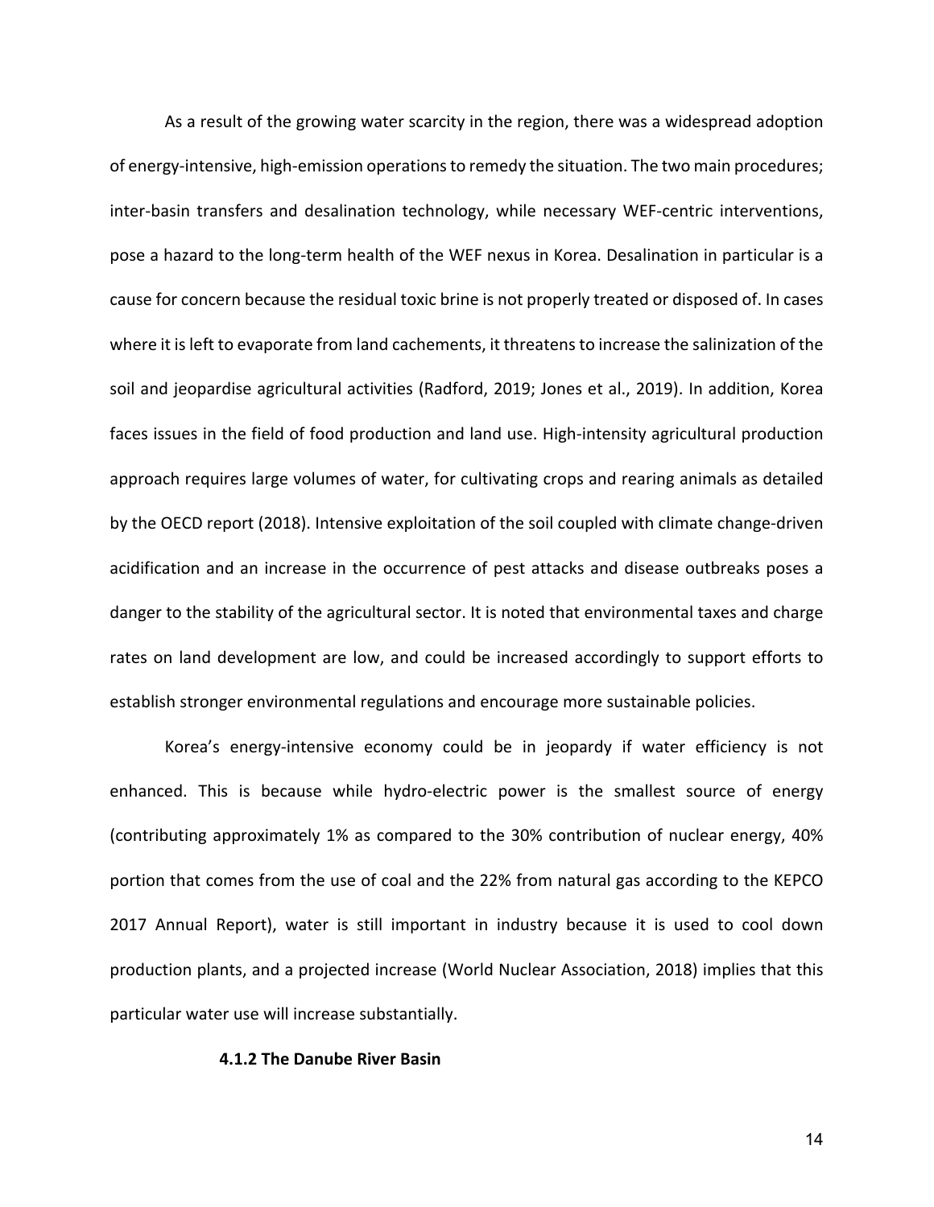As a result of the growing water scarcity in the region, there was a widespread adoption of energy-intensive, high-emission operations to remedy the situation. The two main procedures; inter-basin transfers and desalination technology, while necessary WEF-centric interventions, pose a hazard to the long-term health of the WEF nexus in Korea. Desalination in particular is a cause for concern because the residual toxic brine is not properly treated or disposed of. In cases where it is left to evaporate from land cachements, it threatens to increase the salinization of the soil and jeopardise agricultural activities (Radford, 2019; Jones et al., 2019). In addition, Korea faces issues in the field of food production and land use. High-intensity agricultural production approach requires large volumes of water, for cultivating crops and rearing animals as detailed by the OECD report (2018). Intensive exploitation of the soil coupled with climate change-driven acidification and an increase in the occurrence of pest attacks and disease outbreaks poses a danger to the stability of the agricultural sector. It is noted that environmental taxes and charge rates on land development are low, and could be increased accordingly to support efforts to establish stronger environmental regulations and encourage more sustainable policies.

Korea's energy-intensive economy could be in jeopardy if water efficiency is not enhanced. This is because while hydro-electric power is the smallest source of energy (contributing approximately 1% as compared to the 30% contribution of nuclear energy, 40% portion that comes from the use of coal and the 22% from natural gas according to the KEPCO 2017 Annual Report), water is still important in industry because it is used to cool down production plants, and a projected increase (World Nuclear Association, 2018) implies that this particular water use will increase substantially.

#### 4.1.2 The Danube River Basin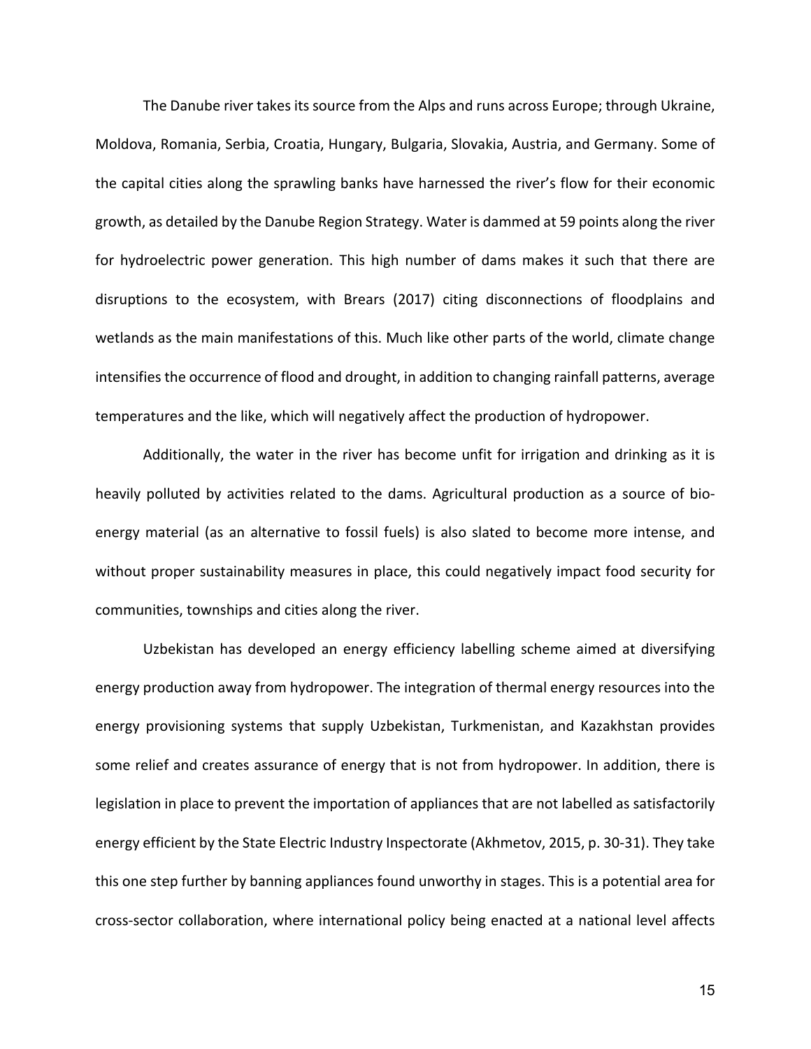The Danube river takes its source from the Alps and runs across Europe; through Ukraine, Moldova, Romania, Serbia, Croatia, Hungary, Bulgaria, Slovakia, Austria, and Germany. Some of the capital cities along the sprawling banks have harnessed the river's flow for their economic growth, as detailed by the Danube Region Strategy. Water is dammed at 59 points along the river for hydroelectric power generation. This high number of dams makes it such that there are disruptions to the ecosystem, with Brears (2017) citing disconnections of floodplains and wetlands as the main manifestations of this. Much like other parts of the world, climate change intensifies the occurrence of flood and drought, in addition to changing rainfall patterns, average temperatures and the like, which will negatively affect the production of hydropower.

Additionally, the water in the river has become unfit for irrigation and drinking as it is heavily polluted by activities related to the dams. Agricultural production as a source of bio-energy material (as an alternative to fossil fuels) is also slated to become more intense, and without proper sustainability measures in place, this could negatively impact food security for communities, townships and cities along the river.

Uzbekistan has developed an energy efficiency labelling scheme aimed at diversifying energy production away from hydropower. The integration of thermal energy resources into the energy provisioning systems that supply Uzbekistan, Turkmenistan, and Kazakhstan provides some relief and creates assurance of energy that is not from hydropower. In addition, there is legislation in place to prevent the importation of appliances that are not labelled as satisfactorily energy efficient by the State Electric Industry Inspectorate (Akhmetov, 2015, p. 30-31). They take this one step further by banning appliances found unworthy in stages. This is a potential area for cross-sector collaboration, where international policy being enacted at a national level affects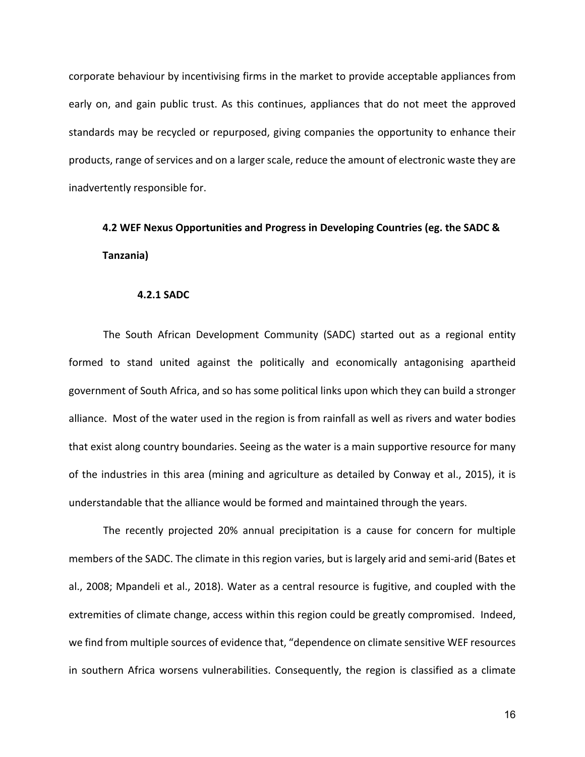corporate behaviour by incentivising firms in the market to provide acceptable appliances from early on, and gain public trust. As this continues, appliances that do not meet the approved standards may be recycled or repurposed, giving companies the opportunity to enhance their products, range of services and on a larger scale, reduce the amount of electronic waste they are inadvertently responsible for.

## 4.2 WEF Nexus Opportunities and Progress in Developing Countries (eg. the SADC & Tanzania)

### 4.2.1 SADC

The South African Development Community (SADC) started out as a regional entity formed to stand united against the politically and economically antagonising apartheid government of South Africa, and so has some political links upon which they can build a stronger alliance. Most of the water used in the region is from rainfall as well as rivers and water bodies that exist along country boundaries. Seeing as the water is a main supportive resource for many of the industries in this area (mining and agriculture as detailed by Conway et al., 2015), it is understandable that the alliance would be formed and maintained through the years.

The recently projected 20% annual precipitation is a cause for concern for multiple members of the SADC. The climate in this region varies, but is largely arid and semi-arid (Bates et al., 2008; Mpandeli et al., 2018). Water as a central resource is fugitive, and coupled with the extremities of climate change, access within this region could be greatly compromised. Indeed, we find from multiple sources of evidence that, "dependence on climate sensitive WEF resources in southern Africa worsens vulnerabilities. Consequently, the region is classified as a climate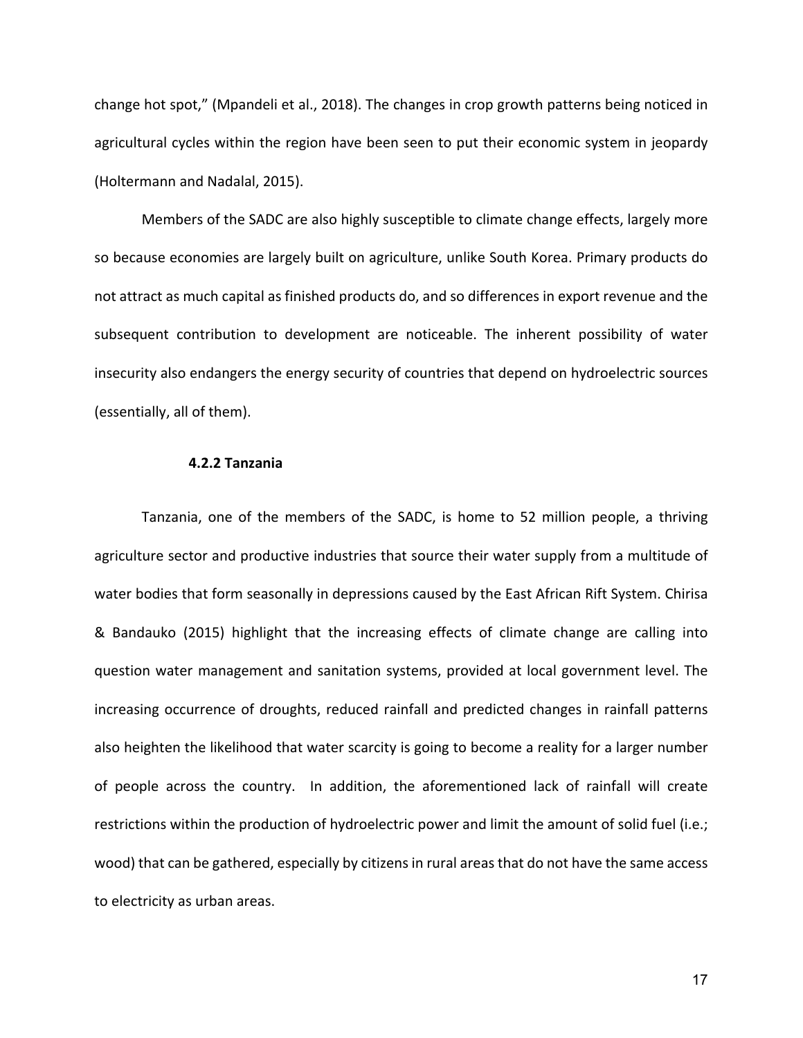change hot spot," (Mpandeli et al., 2018). The changes in crop growth patterns being noticed in agricultural cycles within the region have been seen to put their economic system in jeopardy (Holtermann and Nadalal, 2015).

Members of the SADC are also highly susceptible to climate change effects, largely more so because economies are largely built on agriculture, unlike South Korea. Primary products do not attract as much capital as finished products do, and so differences in export revenue and the subsequent contribution to development are noticeable. The inherent possibility of water insecurity also endangers the energy security of countries that depend on hydroelectric sources (essentially, all of them).

#### 4.2.2 Tanzania

Tanzania, one of the members of the SADC, is home to 52 million people, a thriving agriculture sector and productive industries that source their water supply from a multitude of water bodies that form seasonally in depressions caused by the East African Rift System. Chirisa & Bandauko (2015) highlight that the increasing effects of climate change are calling into question water management and sanitation systems, provided at local government level. The increasing occurrence of droughts, reduced rainfall and predicted changes in rainfall patterns also heighten the likelihood that water scarcity is going to become a reality for a larger number of people across the country. In addition, the aforementioned lack of rainfall will create restrictions within the production of hydroelectric power and limit the amount of solid fuel (i.e.; wood) that can be gathered, especially by citizens in rural areas that do not have the same access to electricity as urban areas.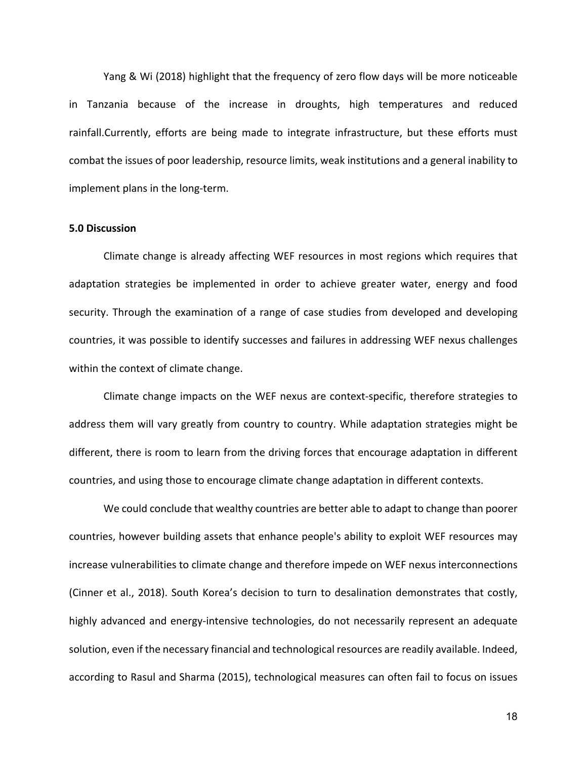Yang & Wi (2018) highlight that the frequency of zero flow days will be more noticeable in Tanzania because of the increase in droughts, high temperatures and reduced rainfall.Currently, efforts are being made to integrate infrastructure, but these efforts must combat the issues of poor leadership, resource limits, weak institutions and a general inability to implement plans in the long-term.

**5.0 Discussion**

Climate change is already affecting WEF resources in most regions which requires that adaptation strategies be implemented in order to achieve greater water, energy and food security. Through the examination of a range of case studies from developed and developing countries, it was possible to identify successes and failures in addressing WEF nexus challenges within the context of climate change.

Climate change impacts on the WEF nexus are context-specific, therefore strategies to address them will vary greatly from country to country. While adaptation strategies might be different, there is room to learn from the driving forces that encourage adaptation in different countries, and using those to encourage climate change adaptation in different contexts.

We could conclude that wealthy countries are better able to adapt to change than poorer countries, however building assets that enhance people's ability to exploit WEF resources may increase vulnerabilities to climate change and therefore impede on WEF nexus interconnections (Cinner et al., 2018). South Korea's decision to turn to desalination demonstrates that costly, highly advanced and energy-intensive technologies, do not necessarily represent an adequate solution, even if the necessary financial and technological resources are readily available. Indeed, according to Rasul and Sharma (2015), technological measures can often fail to focus on issues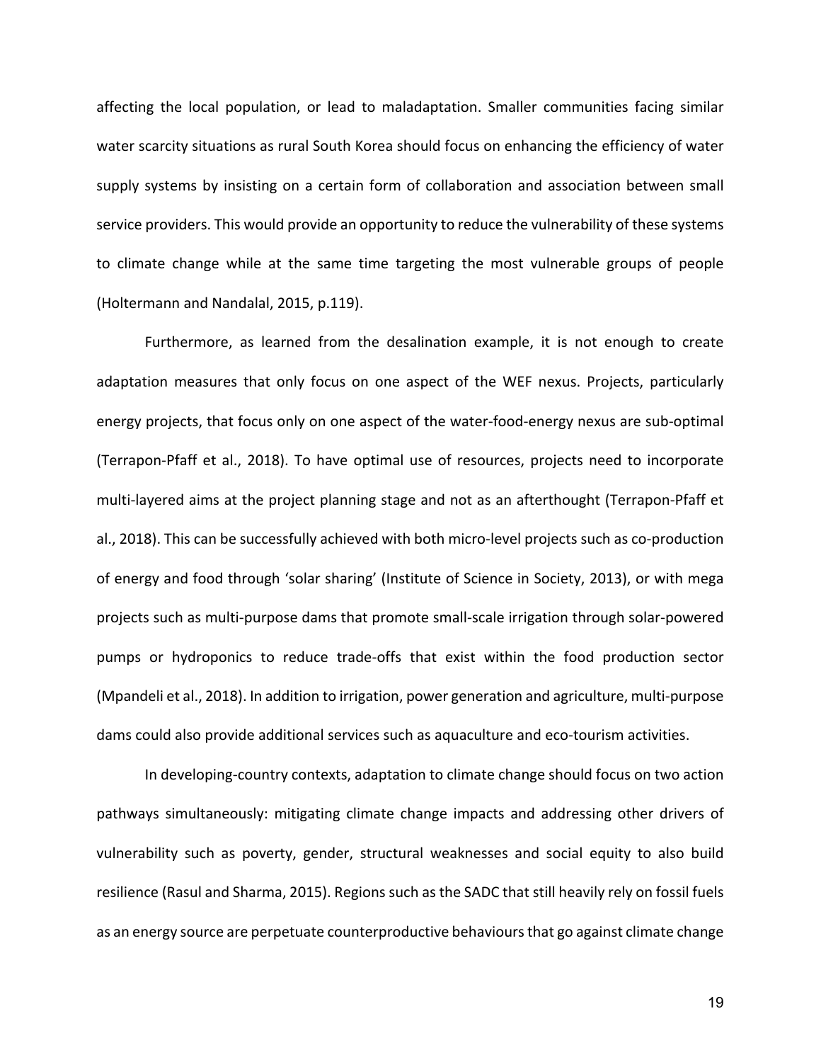affecting the local population, or lead to maladaptation. Smaller communities facing similar water scarcity situations as rural South Korea should focus on enhancing the efficiency of water supply systems by insisting on a certain form of collaboration and association between small service providers. This would provide an opportunity to reduce the vulnerability of these systems to climate change while at the same time targeting the most vulnerable groups of people (Holtermann and Nandalal, 2015, p.119).

Furthermore, as learned from the desalination example, it is not enough to create adaptation measures that only focus on one aspect of the WEF nexus. Projects, particularly energy projects, that focus only on one aspect of the water-food-energy nexus are sub-optimal (Terrapon-Pfaff et al., 2018). To have optimal use of resources, projects need to incorporate multi-layered aims at the project planning stage and not as an afterthought (Terrapon-Pfaff et al., 2018). This can be successfully achieved with both micro-level projects such as co-production of energy and food through 'solar sharing' (Institute of Science in Society, 2013), or with mega projects such as multi-purpose dams that promote small-scale irrigation through solar-powered pumps or hydroponics to reduce trade-offs that exist within the food production sector (Mpandeli et al., 2018). In addition to irrigation, power generation and agriculture, multi-purpose dams could also provide additional services such as aquaculture and eco-tourism activities.

In developing-country contexts, adaptation to climate change should focus on two action pathways simultaneously: mitigating climate change impacts and addressing other drivers of vulnerability such as poverty, gender, structural weaknesses and social equity to also build resilience (Rasul and Sharma, 2015). Regions such as the SADC that still heavily rely on fossil fuels as an energy source are perpetuate counterproductive behaviours that go against climate change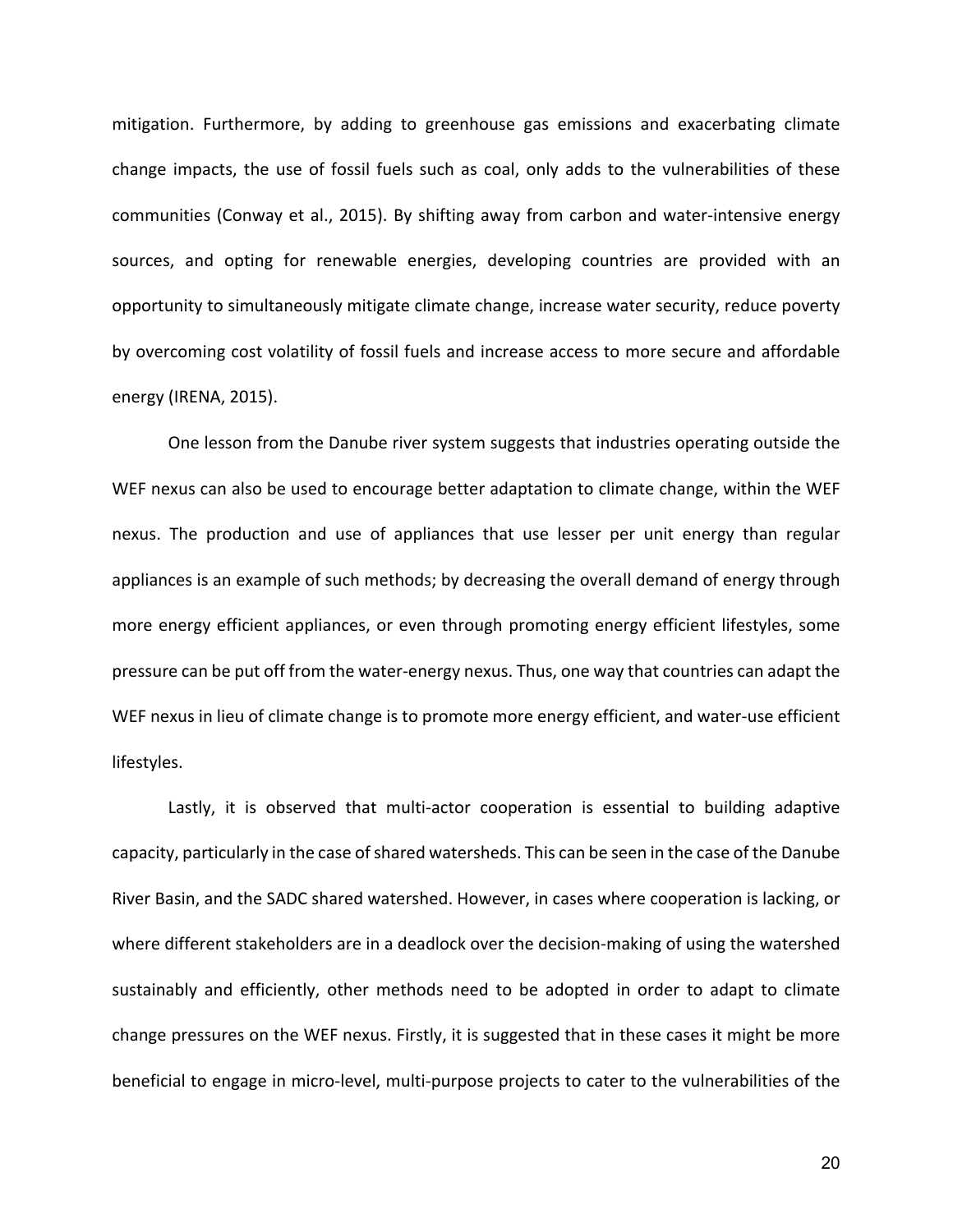mitigation. Furthermore, by adding to greenhouse gas emissions and exacerbating climate change impacts, the use of fossil fuels such as coal, only adds to the vulnerabilities of these communities (Conway et al., 2015). By shifting away from carbon and water-intensive energy sources, and opting for renewable energies, developing countries are provided with an opportunity to simultaneously mitigate climate change, increase water security, reduce poverty by overcoming cost volatility of fossil fuels and increase access to more secure and affordable energy (IRENA, 2015).

One lesson from the Danube river system suggests that industries operating outside the WEF nexus can also be used to encourage better adaptation to climate change, within the WEF nexus. The production and use of appliances that use lesser per unit energy than regular appliances is an example of such methods; by decreasing the overall demand of energy through more energy efficient appliances, or even through promoting energy efficient lifestyles, some pressure can be put off from the water-energy nexus. Thus, one way that countries can adapt the WEF nexus in lieu of climate change is to promote more energy efficient, and water-use efficient lifestyles.

Lastly, it is observed that multi-actor cooperation is essential to building adaptive capacity, particularly in the case of shared watersheds. This can be seen in the case of the Danube River Basin, and the SADC shared watershed. However, in cases where cooperation is lacking, or where different stakeholders are in a deadlock over the decision-making of using the watershed sustainably and efficiently, other methods need to be adopted in order to adapt to climate change pressures on the WEF nexus. Firstly, it is suggested that in these cases it might be more beneficial to engage in micro-level, multi-purpose projects to cater to the vulnerabilities of the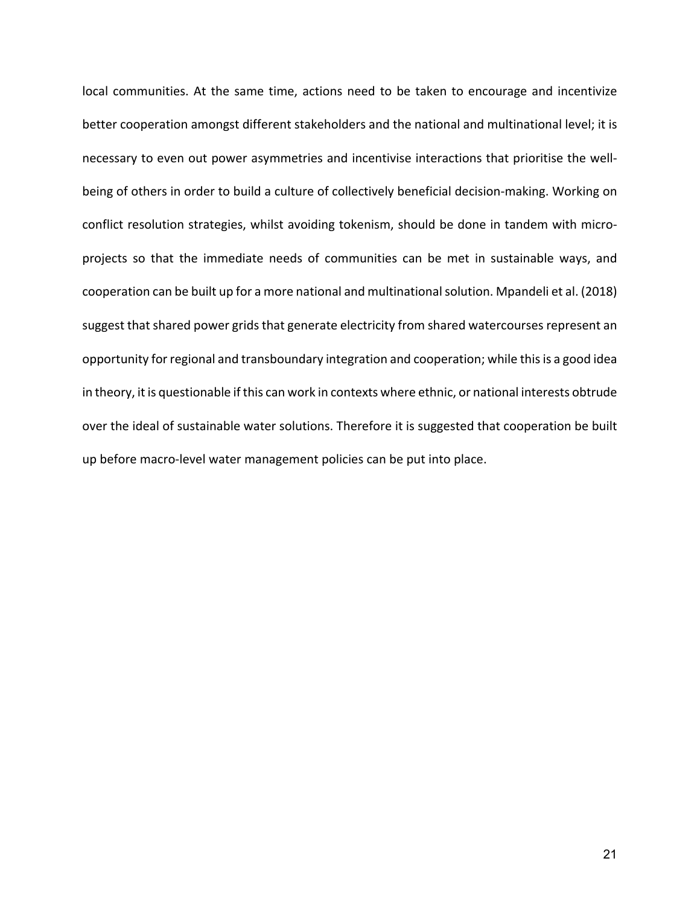local communities. At the same time, actions need to be taken to encourage and incentivize better cooperation amongst different stakeholders and the national and multinational level; it is necessary to even out power asymmetries and incentivise interactions that prioritise the well-being of others in order to build a culture of collectively beneficial decision-making. Working on conflict resolution strategies, whilst avoiding tokenism, should be done in tandem with micro-projects so that the immediate needs of communities can be met in sustainable ways, and cooperation can be built up for a more national and multinational solution. Mpandeli et al. (2018) suggest that shared power grids that generate electricity from shared watercourses represent an opportunity for regional and transboundary integration and cooperation; while this is a good idea in theory, it is questionable if this can work in contexts where ethnic, or national interests obtrude over the ideal of sustainable water solutions. Therefore it is suggested that cooperation be built up before macro-level water management policies can be put into place.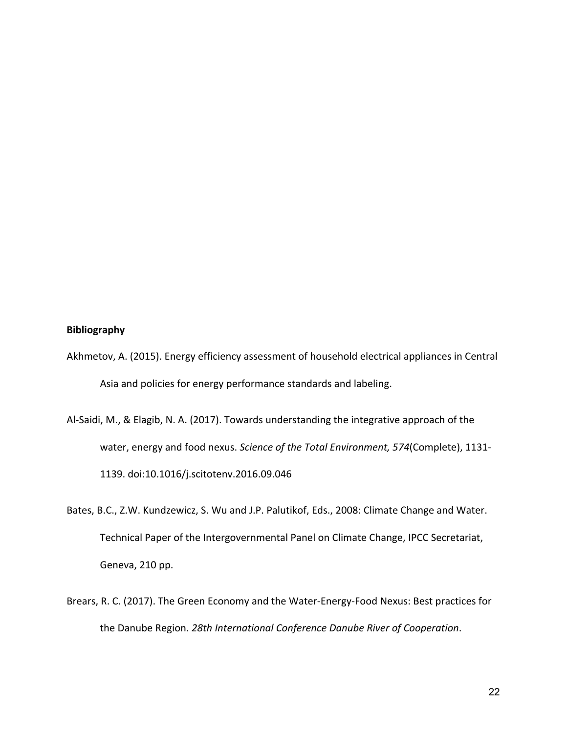**Bibliography**

Akhmetov, A. (2015). Energy efficiency assessment of household electrical appliances in Central Asia and policies for energy performance standards and labeling.

Al-Saidi, M., & Elagib, N. A. (2017). Towards understanding the integrative approach of the water, energy and food nexus. *Science of the Total Environment, 574*(Complete), 1131-1139. doi:10.1016/j.scitotenv.2016.09.046

Bates, B.C., Z.W. Kundzewicz, S. Wu and J.P. Palutikof, Eds., 2008: Climate Change and Water. Technical Paper of the Intergovernmental Panel on Climate Change, IPCC Secretariat, Geneva, 210 pp.

Brears, R. C. (2017). The Green Economy and the Water-Energy-Food Nexus: Best practices for the Danube Region. *28th International Conference Danube River of Cooperation*.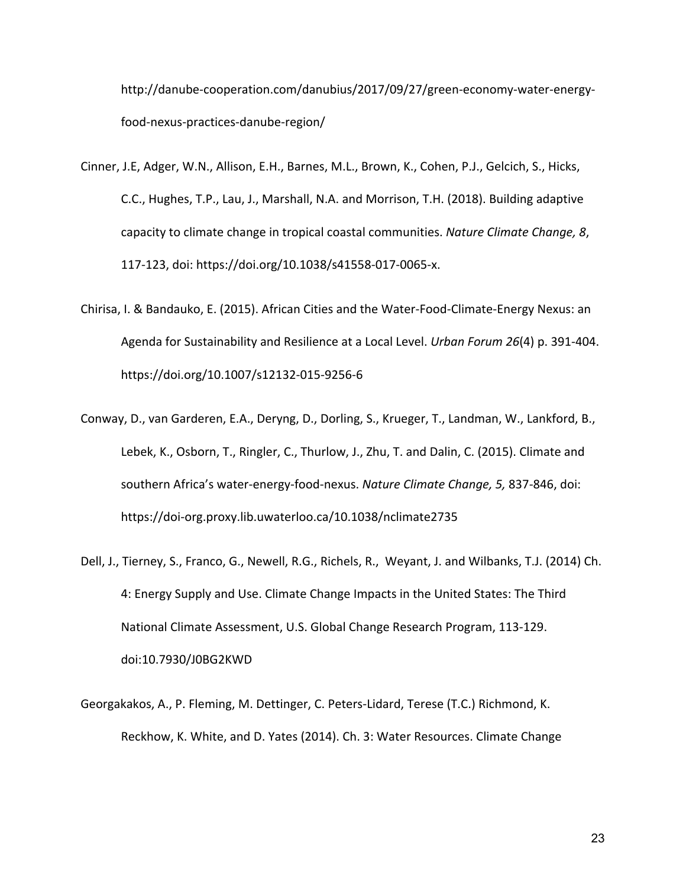http://danube-cooperation.com/danubius/2017/09/27/green-economy-water-energy-food-nexus-practices-danube-region/

Cinner, J.E, Adger, W.N., Allison, E.H., Barnes, M.L., Brown, K., Cohen, P.J., Gelcich, S., Hicks, C.C., Hughes, T.P., Lau, J., Marshall, N.A. and Morrison, T.H. (2018). Building adaptive capacity to climate change in tropical coastal communities. *Nature Climate Change, 8*, 117-123, doi: https://doi.org/10.1038/s41558-017-0065-x.

Chirisa, I. & Bandauko, E. (2015). African Cities and the Water-Food-Climate-Energy Nexus: an Agenda for Sustainability and Resilience at a Local Level. *Urban Forum 26*(4) p. 391-404. https://doi.org/10.1007/s12132-015-9256-6

Conway, D., van Garderen, E.A., Deryng, D., Dorling, S., Krueger, T., Landman, W., Lankford, B., Lebek, K., Osborn, T., Ringler, C., Thurlow, J., Zhu, T. and Dalin, C. (2015). Climate and southern Africa's water-energy-food-nexus. *Nature Climate Change, 5,* 837-846, doi: https://doi-org.proxy.lib.uwaterloo.ca/10.1038/nclimate2735

Dell, J., Tierney, S., Franco, G., Newell, R.G., Richels, R., Weyant, J. and Wilbanks, T.J. (2014) Ch. 4: Energy Supply and Use. Climate Change Impacts in the United States: The Third National Climate Assessment, U.S. Global Change Research Program, 113-129. doi:10.7930/J0BG2KWD

Georgakakos, A., P. Fleming, M. Dettinger, C. Peters-Lidard, Terese (T.C.) Richmond, K. Reckhow, K. White, and D. Yates (2014). Ch. 3: Water Resources. Climate Change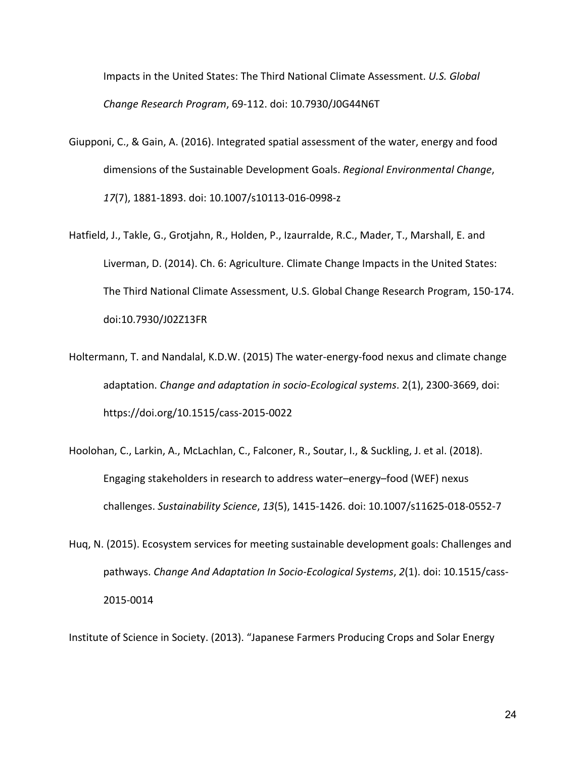Impacts in the United States: The Third National Climate Assessment. *U.S. Global Change Research Program*, 69-112. doi: 10.7930/J0G44N6T

Giupponi, C., & Gain, A. (2016). Integrated spatial assessment of the water, energy and food dimensions of the Sustainable Development Goals. *Regional Environmental Change*, *17*(7), 1881-1893. doi: 10.1007/s10113-016-0998-z

Hatfield, J., Takle, G., Grotjahn, R., Holden, P., Izaurralde, R.C., Mader, T., Marshall, E. and Liverman, D. (2014). Ch. 6: Agriculture. Climate Change Impacts in the United States: The Third National Climate Assessment, U.S. Global Change Research Program, 150-174. doi:10.7930/J02Z13FR

Holtermann, T. and Nandalal, K.D.W. (2015) The water-energy-food nexus and climate change adaptation. *Change and adaptation in socio-Ecological systems*. 2(1), 2300-3669, doi: https://doi.org/10.1515/cass-2015-0022

Hoolohan, C., Larkin, A., McLachlan, C., Falconer, R., Soutar, I., & Suckling, J. et al. (2018). Engaging stakeholders in research to address water–energy–food (WEF) nexus challenges. *Sustainability Science*, *13*(5), 1415-1426. doi: 10.1007/s11625-018-0552-7

Huq, N. (2015). Ecosystem services for meeting sustainable development goals: Challenges and pathways. *Change And Adaptation In Socio-Ecological Systems*, *2*(1). doi: 10.1515/cass-2015-0014

Institute of Science in Society. (2013). "Japanese Farmers Producing Crops and Solar Energy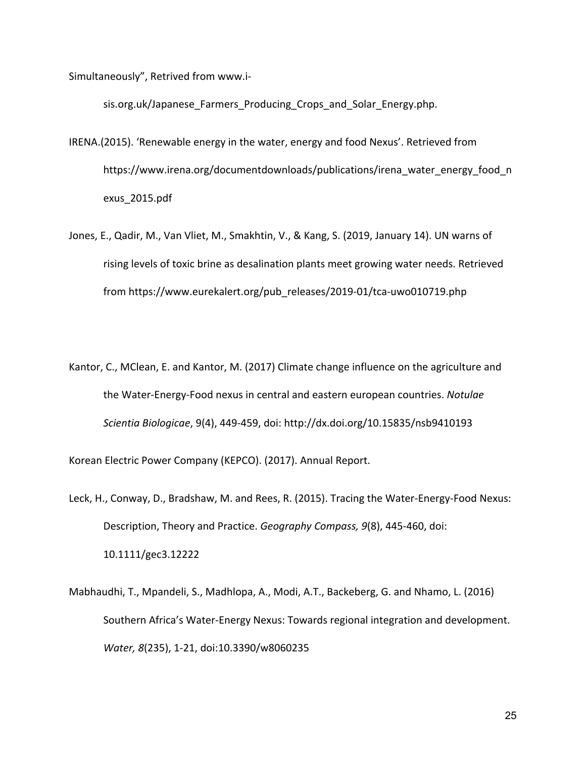Simultaneously", Retrived from www.i-sis.org.uk/Japanese_Farmers_Producing_Crops_and_Solar_Energy.php.

IRENA.(2015). 'Renewable energy in the water, energy and food Nexus'. Retrieved from https://www.irena.org/documentdownloads/publications/irena_water_energy_food_nexus_2015.pdf

Jones, E., Qadir, M., Van Vliet, M., Smakhtin, V., & Kang, S. (2019, January 14). UN warns of rising levels of toxic brine as desalination plants meet growing water needs. Retrieved from https://www.eurekalert.org/pub_releases/2019-01/tca-uwo010719.php

Kantor, C., MClean, E. and Kantor, M. (2017) Climate change influence on the agriculture and the Water-Energy-Food nexus in central and eastern european countries. *Notulae Scientia Biologicae*, 9(4), 449-459, doi: http://dx.doi.org/10.15835/nsb9410193

Korean Electric Power Company (KEPCO). (2017). Annual Report.

Leck, H., Conway, D., Bradshaw, M. and Rees, R. (2015). Tracing the Water-Energy-Food Nexus: Description, Theory and Practice. *Geography Compass, 9*(8), 445-460, doi: 10.1111/gec3.12222

Mabhaudhi, T., Mpandeli, S., Madhlopa, A., Modi, A.T., Backeberg, G. and Nhamo, L. (2016) Southern Africa's Water-Energy Nexus: Towards regional integration and development. *Water, 8*(235), 1-21, doi:10.3390/w8060235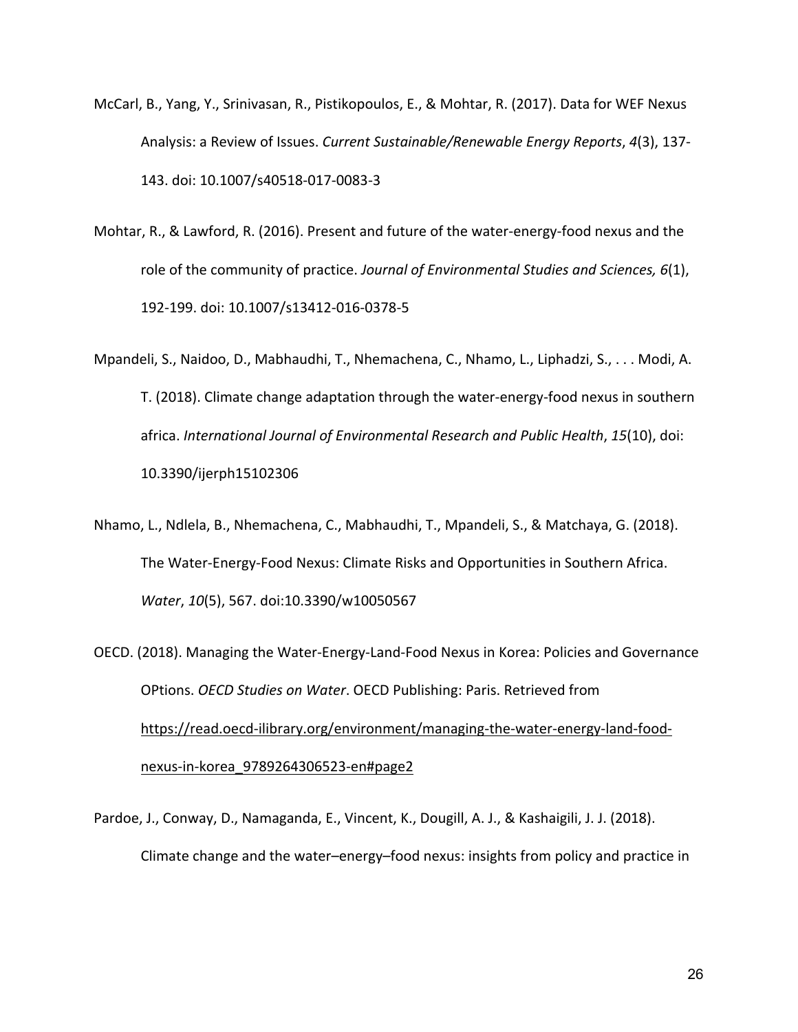McCarl, B., Yang, Y., Srinivasan, R., Pistikopoulos, E., & Mohtar, R. (2017). Data for WEF Nexus Analysis: a Review of Issues. *Current Sustainable/Renewable Energy Reports*, *4*(3), 137-143. doi: 10.1007/s40518-017-0083-3

Mohtar, R., & Lawford, R. (2016). Present and future of the water-energy-food nexus and the role of the community of practice. *Journal of Environmental Studies and Sciences, 6*(1), 192-199. doi: 10.1007/s13412-016-0378-5

Mpandeli, S., Naidoo, D., Mabhaudhi, T., Nhemachena, C., Nhamo, L., Liphadzi, S., . . . Modi, A. T. (2018). Climate change adaptation through the water-energy-food nexus in southern africa. *International Journal of Environmental Research and Public Health*, *15*(10), doi: 10.3390/ijerph15102306

Nhamo, L., Ndlela, B., Nhemachena, C., Mabhaudhi, T., Mpandeli, S., & Matchaya, G. (2018). The Water-Energy-Food Nexus: Climate Risks and Opportunities in Southern Africa. *Water*, *10*(5), 567. doi:10.3390/w10050567

OECD. (2018). Managing the Water-Energy-Land-Food Nexus in Korea: Policies and Governance OPtions. *OECD Studies on Water*. OECD Publishing: Paris. Retrieved from https://read.oecd-ilibrary.org/environment/managing-the-water-energy-land-food-nexus-in-korea_9789264306523-en#page2

Pardoe, J., Conway, D., Namaganda, E., Vincent, K., Dougill, A. J., & Kashaigili, J. J. (2018). Climate change and the water–energy–food nexus: insights from policy and practice in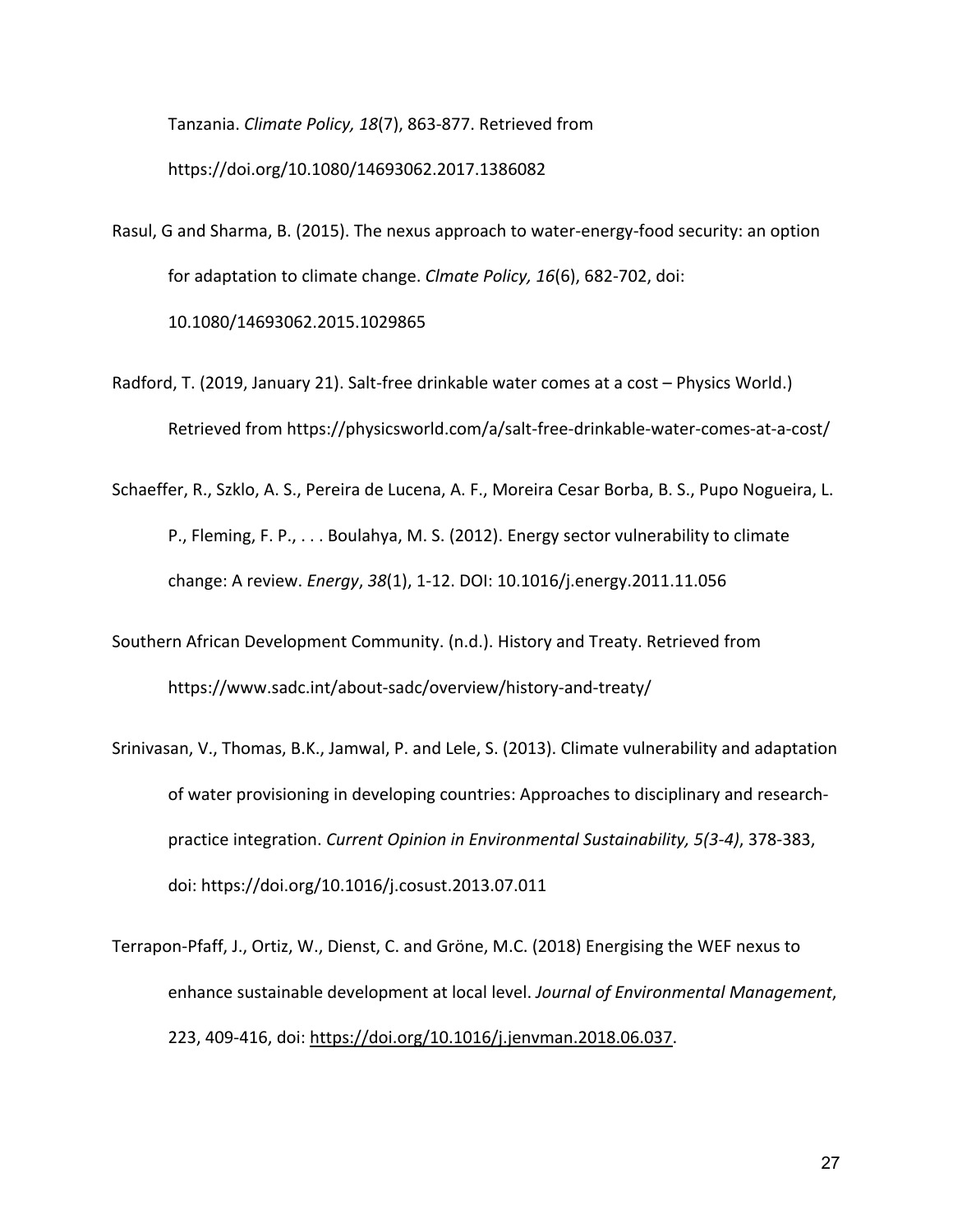Tanzania. *Climate Policy, 18*(7), 863-877. Retrieved from https://doi.org/10.1080/14693062.2017.1386082

Rasul, G and Sharma, B. (2015). The nexus approach to water-energy-food security: an option for adaptation to climate change. *Clmate Policy, 16*(6), 682-702, doi: 10.1080/14693062.2015.1029865

Radford, T. (2019, January 21). Salt-free drinkable water comes at a cost – Physics World.) Retrieved from https://physicsworld.com/a/salt-free-drinkable-water-comes-at-a-cost/

Schaeffer, R., Szklo, A. S., Pereira de Lucena, A. F., Moreira Cesar Borba, B. S., Pupo Nogueira, L. P., Fleming, F. P., . . . Boulahya, M. S. (2012). Energy sector vulnerability to climate change: A review. *Energy*, *38*(1), 1-12. DOI: 10.1016/j.energy.2011.11.056

Southern African Development Community. (n.d.). History and Treaty. Retrieved from https://www.sadc.int/about-sadc/overview/history-and-treaty/

Srinivasan, V., Thomas, B.K., Jamwal, P. and Lele, S. (2013). Climate vulnerability and adaptation of water provisioning in developing countries: Approaches to disciplinary and research-practice integration. *Current Opinion in Environmental Sustainability, 5(3-4)*, 378-383, doi: https://doi.org/10.1016/j.cosust.2013.07.011

Terrapon-Pfaff, J., Ortiz, W., Dienst, C. and Gröne, M.C. (2018) Energising the WEF nexus to enhance sustainable development at local level. *Journal of Environmental Management*, 223, 409-416, doi: https://doi.org/10.1016/j.jenvman.2018.06.037.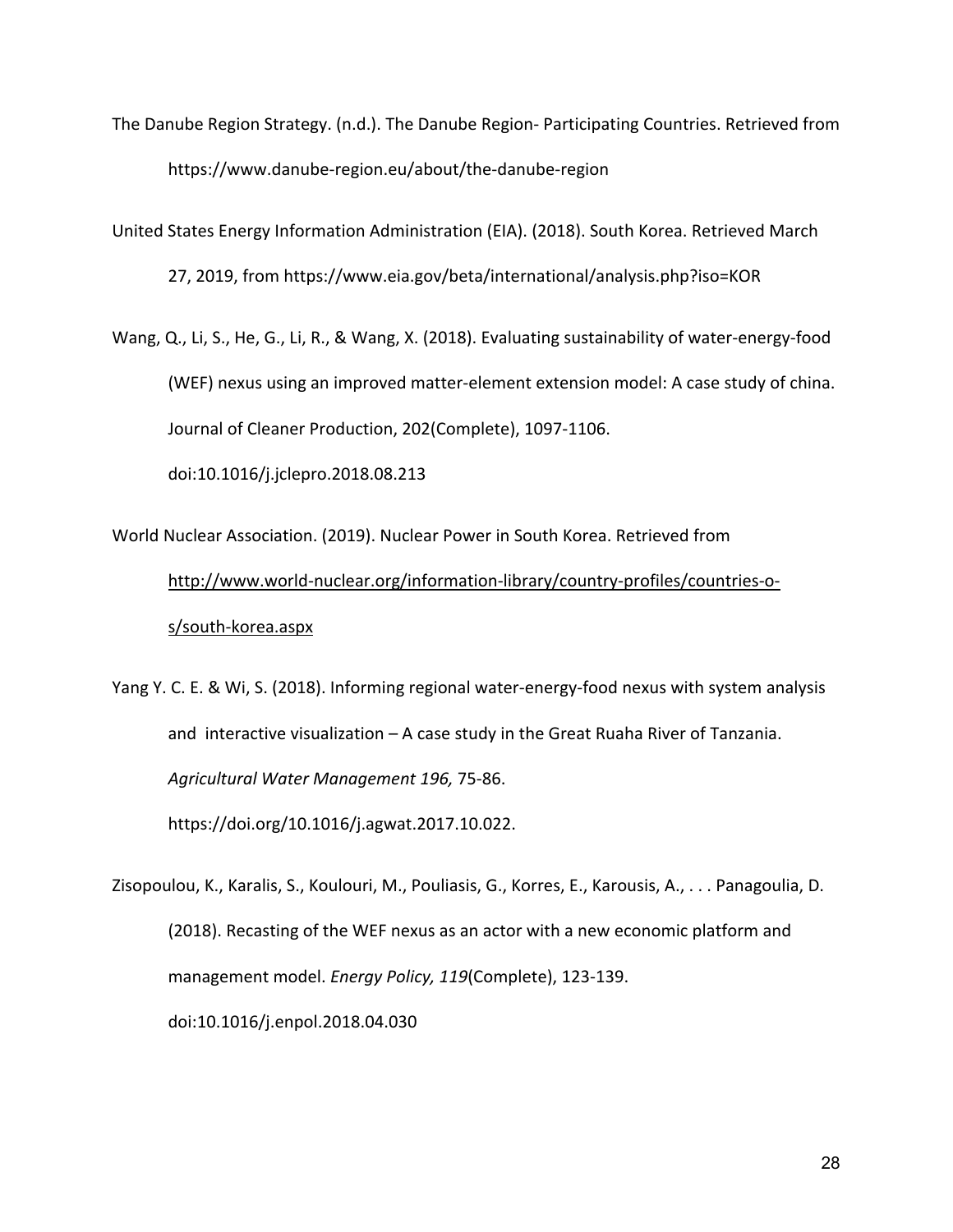The Danube Region Strategy. (n.d.). The Danube Region- Participating Countries. Retrieved from https://www.danube-region.eu/about/the-danube-region

United States Energy Information Administration (EIA). (2018). South Korea. Retrieved March 27, 2019, from https://www.eia.gov/beta/international/analysis.php?iso=KOR

Wang, Q., Li, S., He, G., Li, R., & Wang, X. (2018). Evaluating sustainability of water-energy-food (WEF) nexus using an improved matter-element extension model: A case study of china. Journal of Cleaner Production, 202(Complete), 1097-1106. doi:10.1016/j.jclepro.2018.08.213

World Nuclear Association. (2019). Nuclear Power in South Korea. Retrieved from http://www.world-nuclear.org/information-library/country-profiles/countries-o-s/south-korea.aspx

Yang Y. C. E. & Wi, S. (2018). Informing regional water-energy-food nexus with system analysis and interactive visualization – A case study in the Great Ruaha River of Tanzania. *Agricultural Water Management 196,* 75-86. https://doi.org/10.1016/j.agwat.2017.10.022.

Zisopoulou, K., Karalis, S., Koulouri, M., Pouliasis, G., Korres, E., Karousis, A., . . . Panagoulia, D. (2018). Recasting of the WEF nexus as an actor with a new economic platform and management model. *Energy Policy, 119*(Complete), 123-139. doi:10.1016/j.enpol.2018.04.030